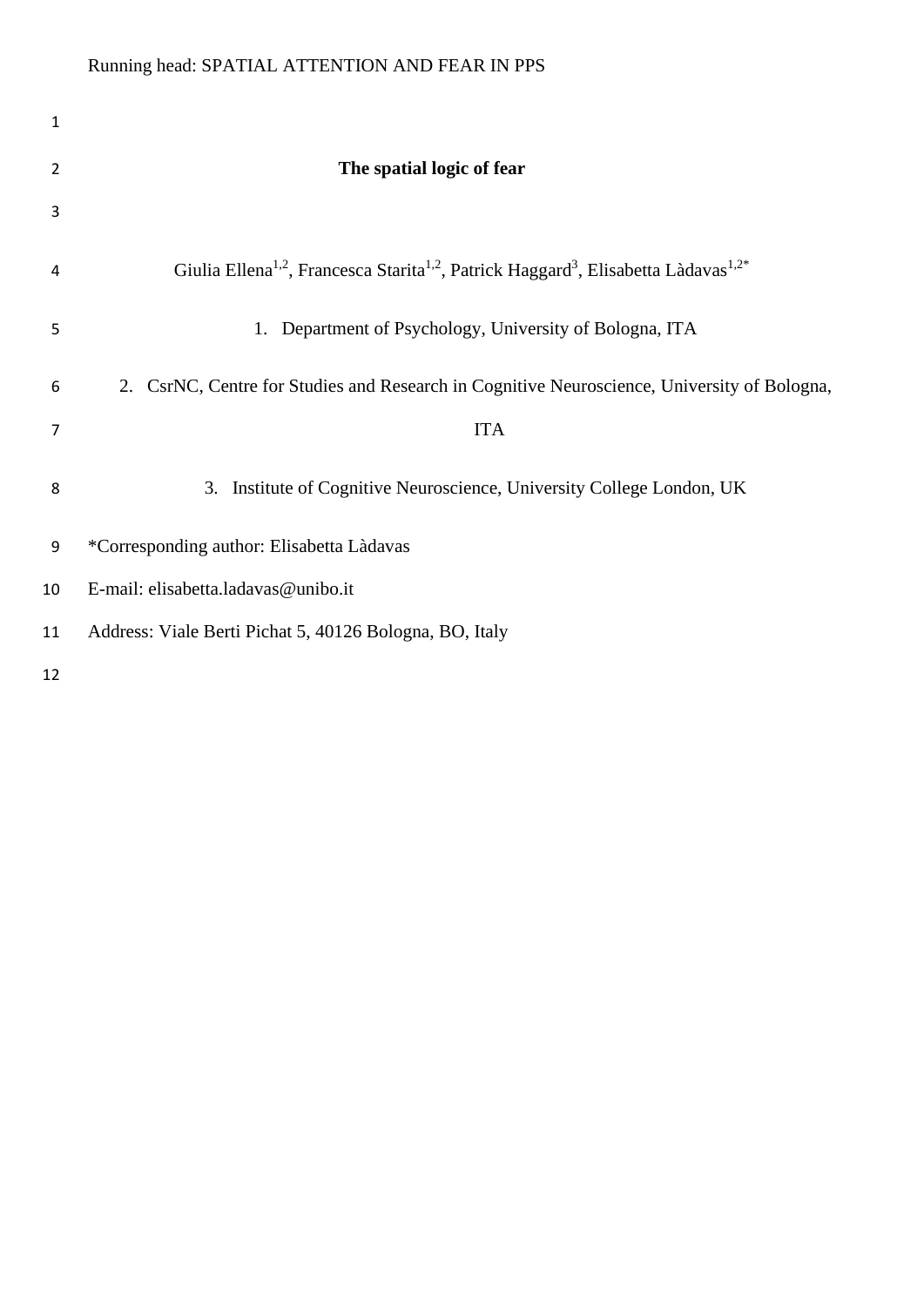# The spatial logic of fear

Giulia Ellena[1,2], Francesca Starita[1,2], Patrick Haggard[3], Elisabetta Làdavas[1,2*]

1. Department of Psychology, University of Bologna, ITA

2. CsrNC, Centre for Studies and Research in Cognitive Neuroscience, University of Bologna, ITA

3. Institute of Cognitive Neuroscience, University College London, UK

*Corresponding author: Elisabetta Làdavas

E-mail: elisabetta.ladavas@unibo.it

Address: Viale Berti Pichat 5, 40126 Bologna, BO, Italy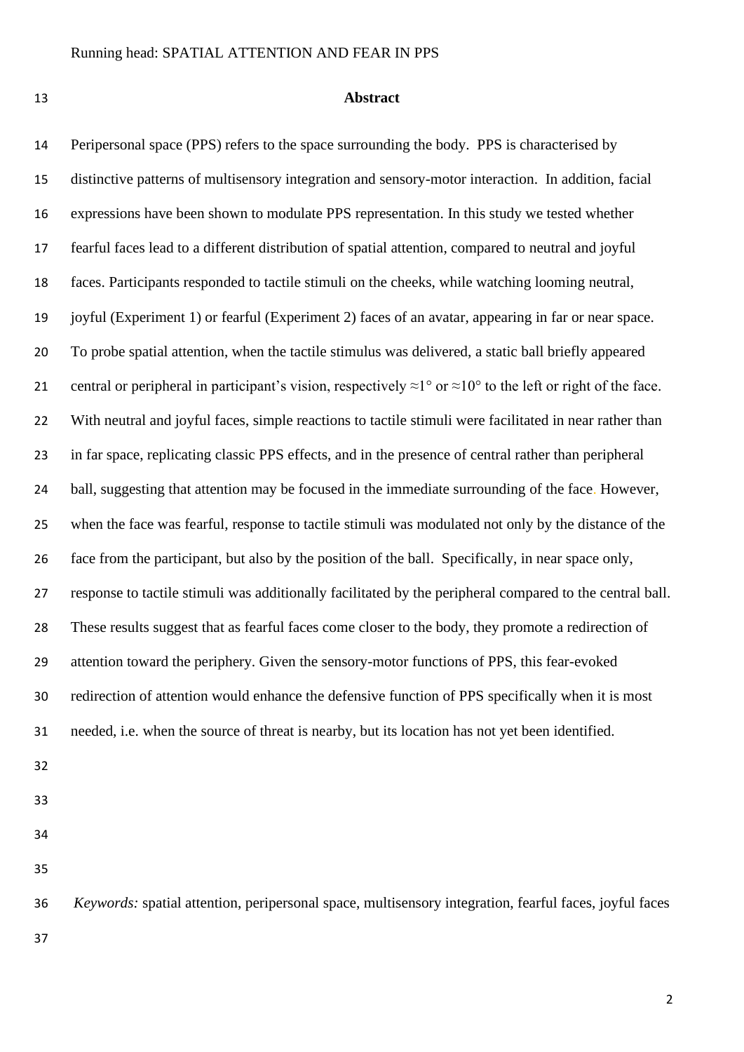## Abstract

Peripersonal space (PPS) refers to the space surrounding the body. PPS is characterised by distinctive patterns of multisensory integration and sensory-motor interaction. In addition, facial expressions have been shown to modulate PPS representation. In this study we tested whether fearful faces lead to a different distribution of spatial attention, compared to neutral and joyful faces. Participants responded to tactile stimuli on the cheeks, while watching looming neutral, joyful (Experiment 1) or fearful (Experiment 2) faces of an avatar, appearing in far or near space. To probe spatial attention, when the tactile stimulus was delivered, a static ball briefly appeared central or peripheral in participant's vision, respectively ≈1° or ≈10° to the left or right of the face. With neutral and joyful faces, simple reactions to tactile stimuli were facilitated in near rather than in far space, replicating classic PPS effects, and in the presence of central rather than peripheral ball, suggesting that attention may be focused in the immediate surrounding of the face. However, when the face was fearful, response to tactile stimuli was modulated not only by the distance of the face from the participant, but also by the position of the ball. Specifically, in near space only, response to tactile stimuli was additionally facilitated by the peripheral compared to the central ball. These results suggest that as fearful faces come closer to the body, they promote a redirection of attention toward the periphery. Given the sensory-motor functions of PPS, this fear-evoked redirection of attention would enhance the defensive function of PPS specifically when it is most needed, i.e. when the source of threat is nearby, but its location has not yet been identified.

*Keywords:* spatial attention, peripersonal space, multisensory integration, fearful faces, joyful faces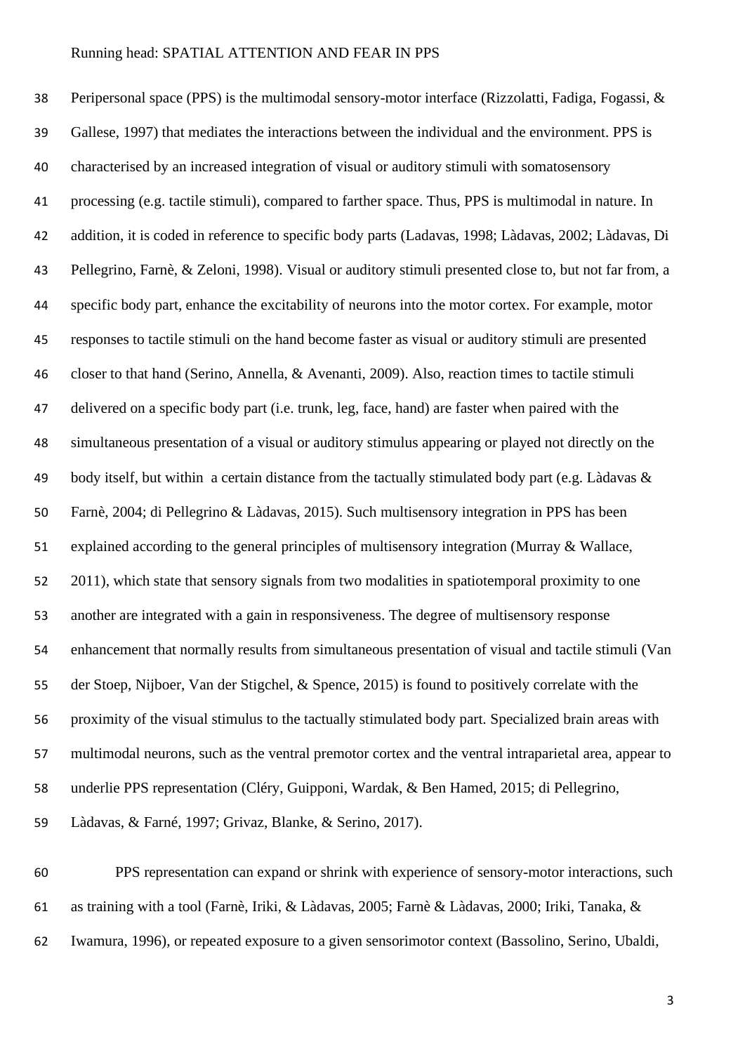Peripersonal space (PPS) is the multimodal sensory-motor interface (Rizzolatti, Fadiga, Fogassi, & Gallese, 1997) that mediates the interactions between the individual and the environment. PPS is characterised by an increased integration of visual or auditory stimuli with somatosensory processing (e.g. tactile stimuli), compared to farther space. Thus, PPS is multimodal in nature. In addition, it is coded in reference to specific body parts (Ladavas, 1998; Làdavas, 2002; Làdavas, Di Pellegrino, Farnè, & Zeloni, 1998). Visual or auditory stimuli presented close to, but not far from, a specific body part, enhance the excitability of neurons into the motor cortex. For example, motor responses to tactile stimuli on the hand become faster as visual or auditory stimuli are presented closer to that hand (Serino, Annella, & Avenanti, 2009). Also, reaction times to tactile stimuli delivered on a specific body part (i.e. trunk, leg, face, hand) are faster when paired with the simultaneous presentation of a visual or auditory stimulus appearing or played not directly on the body itself, but within a certain distance from the tactually stimulated body part (e.g. Làdavas & Farnè, 2004; di Pellegrino & Làdavas, 2015). Such multisensory integration in PPS has been explained according to the general principles of multisensory integration (Murray & Wallace, 2011), which state that sensory signals from two modalities in spatiotemporal proximity to one another are integrated with a gain in responsiveness. The degree of multisensory response enhancement that normally results from simultaneous presentation of visual and tactile stimuli (Van der Stoep, Nijboer, Van der Stigchel, & Spence, 2015) is found to positively correlate with the proximity of the visual stimulus to the tactually stimulated body part. Specialized brain areas with multimodal neurons, such as the ventral premotor cortex and the ventral intraparietal area, appear to underlie PPS representation (Cléry, Guipponi, Wardak, & Ben Hamed, 2015; di Pellegrino, Làdavas, & Farné, 1997; Grivaz, Blanke, & Serino, 2017).

PPS representation can expand or shrink with experience of sensory-motor interactions, such as training with a tool (Farnè, Iriki, & Làdavas, 2005; Farnè & Làdavas, 2000; Iriki, Tanaka, & Iwamura, 1996), or repeated exposure to a given sensorimotor context (Bassolino, Serino, Ubaldi,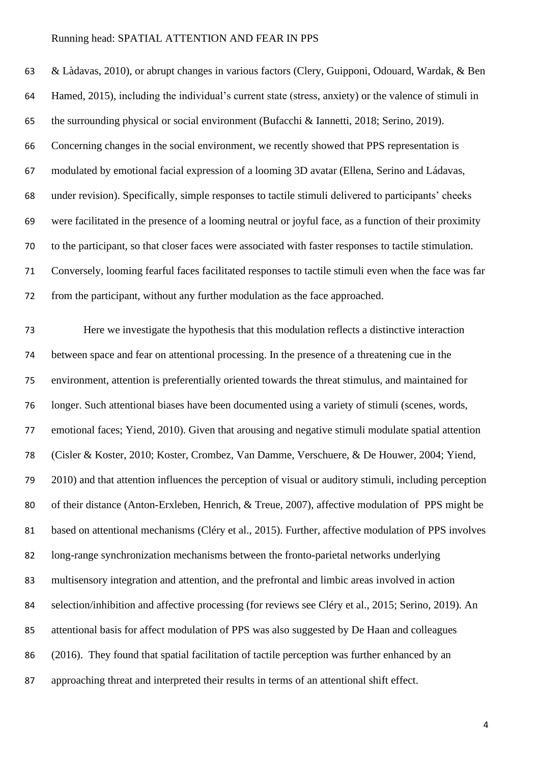& Làdavas, 2010), or abrupt changes in various factors (Clery, Guipponi, Odouard, Wardak, & Ben Hamed, 2015), including the individual's current state (stress, anxiety) or the valence of stimuli in the surrounding physical or social environment (Bufacchi & Iannetti, 2018; Serino, 2019). Concerning changes in the social environment, we recently showed that PPS representation is modulated by emotional facial expression of a looming 3D avatar (Ellena, Serino and Ládavas, under revision). Specifically, simple responses to tactile stimuli delivered to participants' cheeks were facilitated in the presence of a looming neutral or joyful face, as a function of their proximity to the participant, so that closer faces were associated with faster responses to tactile stimulation. Conversely, looming fearful faces facilitated responses to tactile stimuli even when the face was far from the participant, without any further modulation as the face approached.

Here we investigate the hypothesis that this modulation reflects a distinctive interaction between space and fear on attentional processing. In the presence of a threatening cue in the environment, attention is preferentially oriented towards the threat stimulus, and maintained for longer. Such attentional biases have been documented using a variety of stimuli (scenes, words, emotional faces; Yiend, 2010). Given that arousing and negative stimuli modulate spatial attention (Cisler & Koster, 2010; Koster, Crombez, Van Damme, Verschuere, & De Houwer, 2004; Yiend, 2010) and that attention influences the perception of visual or auditory stimuli, including perception of their distance (Anton-Erxleben, Henrich, & Treue, 2007), affective modulation of PPS might be based on attentional mechanisms (Cléry et al., 2015). Further, affective modulation of PPS involves long-range synchronization mechanisms between the fronto-parietal networks underlying multisensory integration and attention, and the prefrontal and limbic areas involved in action selection/inhibition and affective processing (for reviews see Cléry et al., 2015; Serino, 2019). An attentional basis for affect modulation of PPS was also suggested by De Haan and colleagues (2016). They found that spatial facilitation of tactile perception was further enhanced by an approaching threat and interpreted their results in terms of an attentional shift effect.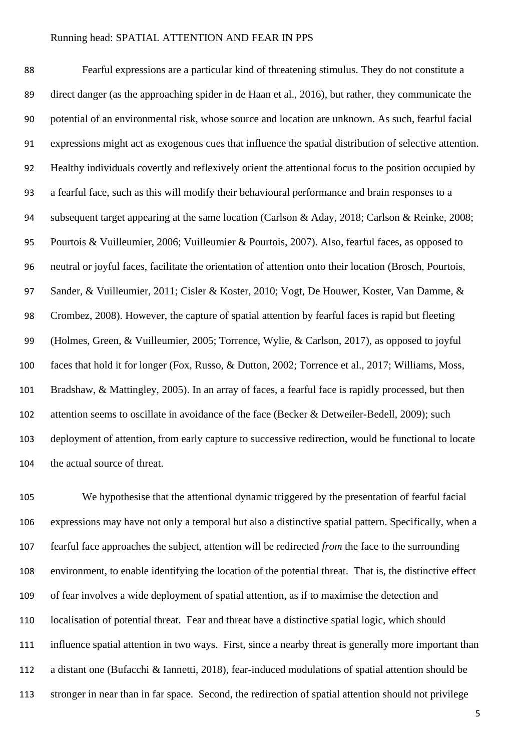Fearful expressions are a particular kind of threatening stimulus. They do not constitute a direct danger (as the approaching spider in de Haan et al., 2016), but rather, they communicate the potential of an environmental risk, whose source and location are unknown. As such, fearful facial expressions might act as exogenous cues that influence the spatial distribution of selective attention. Healthy individuals covertly and reflexively orient the attentional focus to the position occupied by a fearful face, such as this will modify their behavioural performance and brain responses to a subsequent target appearing at the same location (Carlson & Aday, 2018; Carlson & Reinke, 2008; Pourtois & Vuilleumier, 2006; Vuilleumier & Pourtois, 2007). Also, fearful faces, as opposed to neutral or joyful faces, facilitate the orientation of attention onto their location (Brosch, Pourtois, Sander, & Vuilleumier, 2011; Cisler & Koster, 2010; Vogt, De Houwer, Koster, Van Damme, & Crombez, 2008). However, the capture of spatial attention by fearful faces is rapid but fleeting (Holmes, Green, & Vuilleumier, 2005; Torrence, Wylie, & Carlson, 2017), as opposed to joyful faces that hold it for longer (Fox, Russo, & Dutton, 2002; Torrence et al., 2017; Williams, Moss, Bradshaw, & Mattingley, 2005). In an array of faces, a fearful face is rapidly processed, but then attention seems to oscillate in avoidance of the face (Becker & Detweiler-Bedell, 2009); such deployment of attention, from early capture to successive redirection, would be functional to locate the actual source of threat.

We hypothesise that the attentional dynamic triggered by the presentation of fearful facial expressions may have not only a temporal but also a distinctive spatial pattern. Specifically, when a fearful face approaches the subject, attention will be redirected *from* the face to the surrounding environment, to enable identifying the location of the potential threat. That is, the distinctive effect of fear involves a wide deployment of spatial attention, as if to maximise the detection and localisation of potential threat. Fear and threat have a distinctive spatial logic, which should influence spatial attention in two ways. First, since a nearby threat is generally more important than a distant one (Bufacchi & Iannetti, 2018), fear-induced modulations of spatial attention should be stronger in near than in far space. Second, the redirection of spatial attention should not privilege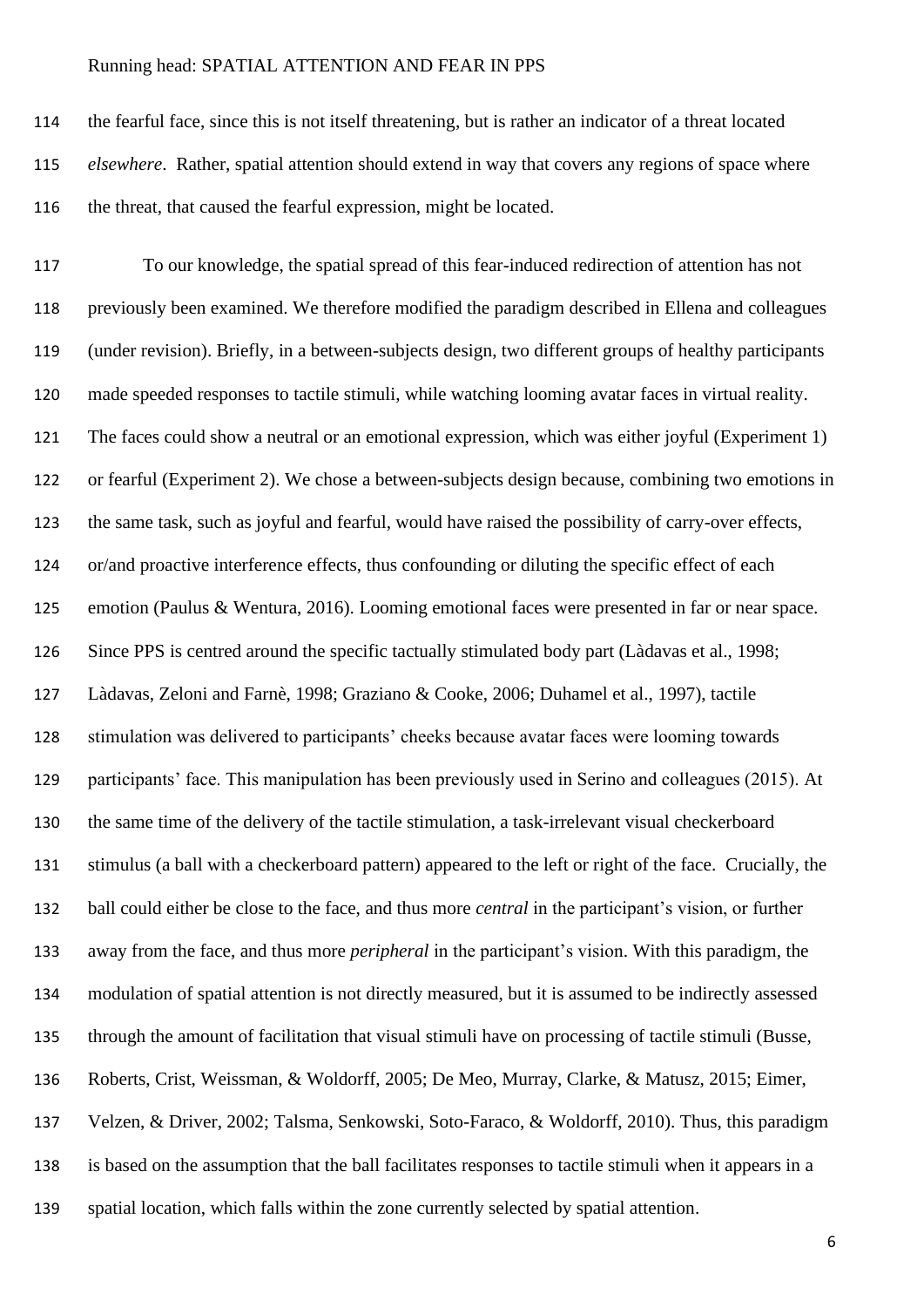the fearful face, since this is not itself threatening, but is rather an indicator of a threat located *elsewhere*. Rather, spatial attention should extend in way that covers any regions of space where the threat, that caused the fearful expression, might be located.

To our knowledge, the spatial spread of this fear-induced redirection of attention has not previously been examined. We therefore modified the paradigm described in Ellena and colleagues (under revision). Briefly, in a between-subjects design, two different groups of healthy participants made speeded responses to tactile stimuli, while watching looming avatar faces in virtual reality. The faces could show a neutral or an emotional expression, which was either joyful (Experiment 1) or fearful (Experiment 2). We chose a between-subjects design because, combining two emotions in the same task, such as joyful and fearful, would have raised the possibility of carry-over effects, or/and proactive interference effects, thus confounding or diluting the specific effect of each emotion (Paulus & Wentura, 2016). Looming emotional faces were presented in far or near space. Since PPS is centred around the specific tactually stimulated body part (Làdavas et al., 1998; Làdavas, Zeloni and Farnè, 1998; Graziano & Cooke, 2006; Duhamel et al., 1997), tactile stimulation was delivered to participants' cheeks because avatar faces were looming towards participants' face. This manipulation has been previously used in Serino and colleagues (2015). At the same time of the delivery of the tactile stimulation, a task-irrelevant visual checkerboard stimulus (a ball with a checkerboard pattern) appeared to the left or right of the face. Crucially, the ball could either be close to the face, and thus more *central* in the participant's vision, or further away from the face, and thus more *peripheral* in the participant's vision. With this paradigm, the modulation of spatial attention is not directly measured, but it is assumed to be indirectly assessed through the amount of facilitation that visual stimuli have on processing of tactile stimuli (Busse, Roberts, Crist, Weissman, & Woldorff, 2005; De Meo, Murray, Clarke, & Matusz, 2015; Eimer, Velzen, & Driver, 2002; Talsma, Senkowski, Soto-Faraco, & Woldorff, 2010). Thus, this paradigm is based on the assumption that the ball facilitates responses to tactile stimuli when it appears in a spatial location, which falls within the zone currently selected by spatial attention.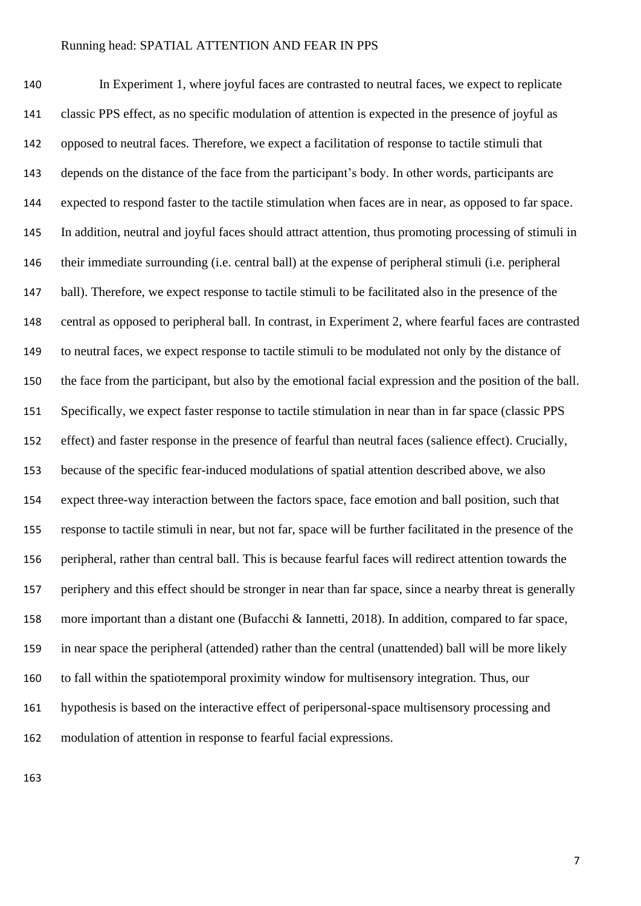In Experiment 1, where joyful faces are contrasted to neutral faces, we expect to replicate classic PPS effect, as no specific modulation of attention is expected in the presence of joyful as opposed to neutral faces. Therefore, we expect a facilitation of response to tactile stimuli that depends on the distance of the face from the participant's body. In other words, participants are expected to respond faster to the tactile stimulation when faces are in near, as opposed to far space. In addition, neutral and joyful faces should attract attention, thus promoting processing of stimuli in their immediate surrounding (i.e. central ball) at the expense of peripheral stimuli (i.e. peripheral ball). Therefore, we expect response to tactile stimuli to be facilitated also in the presence of the central as opposed to peripheral ball. In contrast, in Experiment 2, where fearful faces are contrasted to neutral faces, we expect response to tactile stimuli to be modulated not only by the distance of the face from the participant, but also by the emotional facial expression and the position of the ball. Specifically, we expect faster response to tactile stimulation in near than in far space (classic PPS effect) and faster response in the presence of fearful than neutral faces (salience effect). Crucially, because of the specific fear-induced modulations of spatial attention described above, we also expect three-way interaction between the factors space, face emotion and ball position, such that response to tactile stimuli in near, but not far, space will be further facilitated in the presence of the peripheral, rather than central ball. This is because fearful faces will redirect attention towards the periphery and this effect should be stronger in near than far space, since a nearby threat is generally more important than a distant one (Bufacchi & Iannetti, 2018). In addition, compared to far space, in near space the peripheral (attended) rather than the central (unattended) ball will be more likely to fall within the spatiotemporal proximity window for multisensory integration. Thus, our hypothesis is based on the interactive effect of peripersonal-space multisensory processing and modulation of attention in response to fearful facial expressions.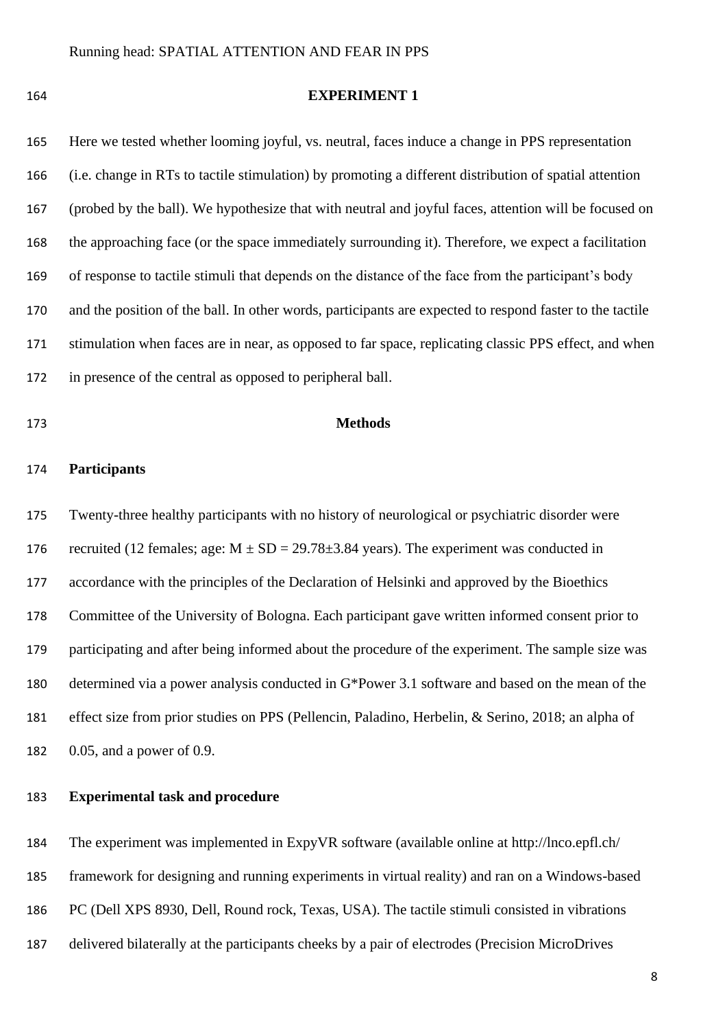## EXPERIMENT 1

Here we tested whether looming joyful, vs. neutral, faces induce a change in PPS representation (i.e. change in RTs to tactile stimulation) by promoting a different distribution of spatial attention (probed by the ball). We hypothesize that with neutral and joyful faces, attention will be focused on the approaching face (or the space immediately surrounding it). Therefore, we expect a facilitation of response to tactile stimuli that depends on the distance of the face from the participant's body and the position of the ball. In other words, participants are expected to respond faster to the tactile stimulation when faces are in near, as opposed to far space, replicating classic PPS effect, and when in presence of the central as opposed to peripheral ball.

### Methods

#### Participants

Twenty-three healthy participants with no history of neurological or psychiatric disorder were recruited (12 females; age: $M \pm SD = 29.78 \pm 3.84$ years). The experiment was conducted in accordance with the principles of the Declaration of Helsinki and approved by the Bioethics Committee of the University of Bologna. Each participant gave written informed consent prior to participating and after being informed about the procedure of the experiment. The sample size was determined via a power analysis conducted in G*Power 3.1 software and based on the mean of the effect size from prior studies on PPS (Pellencin, Paladino, Herbelin, & Serino, 2018; an alpha of 0.05, and a power of 0.9.

#### Experimental task and procedure

The experiment was implemented in ExpyVR software (available online at http://lnco.epfl.ch/ framework for designing and running experiments in virtual reality) and ran on a Windows-based PC (Dell XPS 8930, Dell, Round rock, Texas, USA). The tactile stimuli consisted in vibrations delivered bilaterally at the participants cheeks by a pair of electrodes (Precision MicroDrives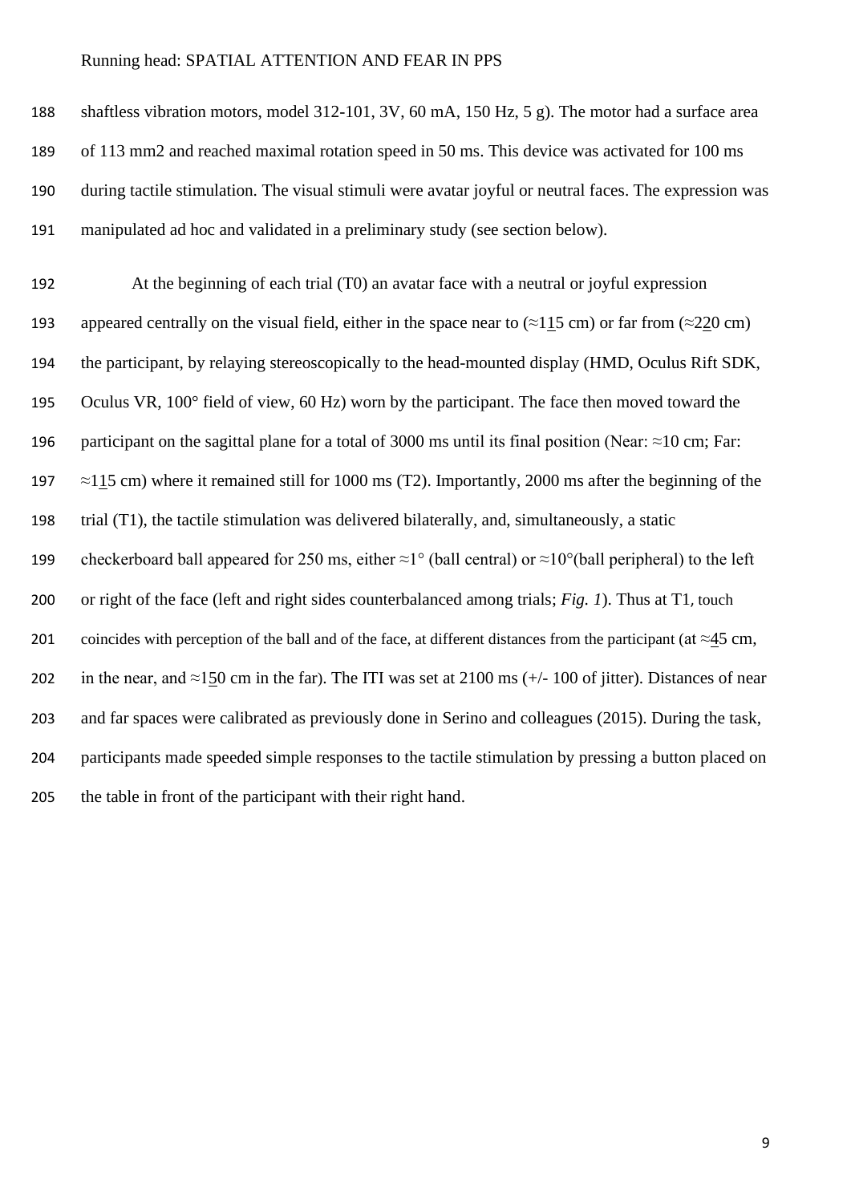shaftless vibration motors, model 312-101, 3V, 60 mA, 150 Hz, 5 g). The motor had a surface area of 113 mm2 and reached maximal rotation speed in 50 ms. This device was activated for 100 ms during tactile stimulation. The visual stimuli were avatar joyful or neutral faces. The expression was manipulated ad hoc and validated in a preliminary study (see section below).

At the beginning of each trial (T0) an avatar face with a neutral or joyful expression appeared centrally on the visual field, either in the space near to (≈115 cm) or far from (≈220 cm) the participant, by relaying stereoscopically to the head-mounted display (HMD, Oculus Rift SDK, Oculus VR, 100° field of view, 60 Hz) worn by the participant. The face then moved toward the participant on the sagittal plane for a total of 3000 ms until its final position (Near: ≈10 cm; Far: ≈115 cm) where it remained still for 1000 ms (T2). Importantly, 2000 ms after the beginning of the trial (T1), the tactile stimulation was delivered bilaterally, and, simultaneously, a static checkerboard ball appeared for 250 ms, either ≈1° (ball central) or ≈10°(ball peripheral) to the left or right of the face (left and right sides counterbalanced among trials; *Fig. 1*). Thus at T1, touch coincides with perception of the ball and of the face, at different distances from the participant (at ≈45 cm, in the near, and ≈150 cm in the far). The ITI was set at 2100 ms (+/- 100 of jitter). Distances of near and far spaces were calibrated as previously done in Serino and colleagues (2015). During the task, participants made speeded simple responses to the tactile stimulation by pressing a button placed on the table in front of the participant with their right hand.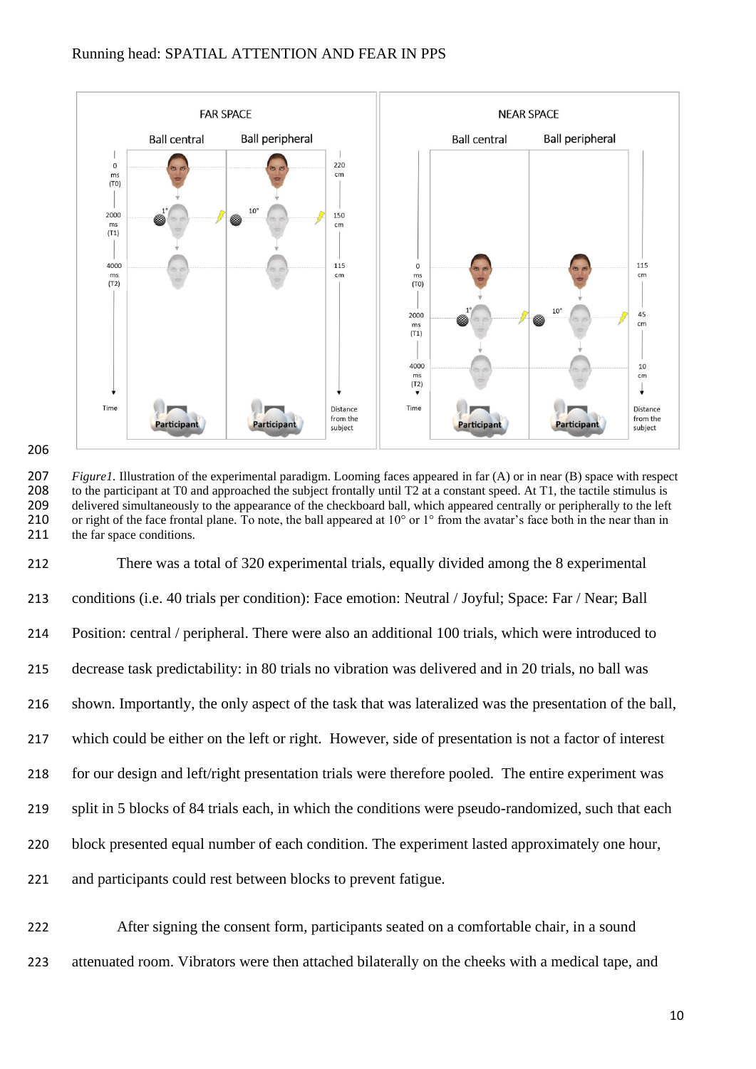*Figure1.* Illustration of the experimental paradigm. Looming faces appeared in far (A) or in near (B) space with respect to the participant at T0 and approached the subject frontally until T2 at a constant speed. At T1, the tactile stimulus is delivered simultaneously to the appearance of the checkboard ball, which appeared centrally or peripherally to the left or right of the face frontal plane. To note, the ball appeared at 10° or 1° from the avatar's face both in the near than in the far space conditions.

There was a total of 320 experimental trials, equally divided among the 8 experimental conditions (i.e. 40 trials per condition): Face emotion: Neutral / Joyful; Space: Far / Near; Ball Position: central / peripheral. There were also an additional 100 trials, which were introduced to decrease task predictability: in 80 trials no vibration was delivered and in 20 trials, no ball was shown. Importantly, the only aspect of the task that was lateralized was the presentation of the ball, which could be either on the left or right. However, side of presentation is not a factor of interest for our design and left/right presentation trials were therefore pooled. The entire experiment was split in 5 blocks of 84 trials each, in which the conditions were pseudo-randomized, such that each block presented equal number of each condition. The experiment lasted approximately one hour, and participants could rest between blocks to prevent fatigue.

After signing the consent form, participants seated on a comfortable chair, in a sound attenuated room. Vibrators were then attached bilaterally on the cheeks with a medical tape, and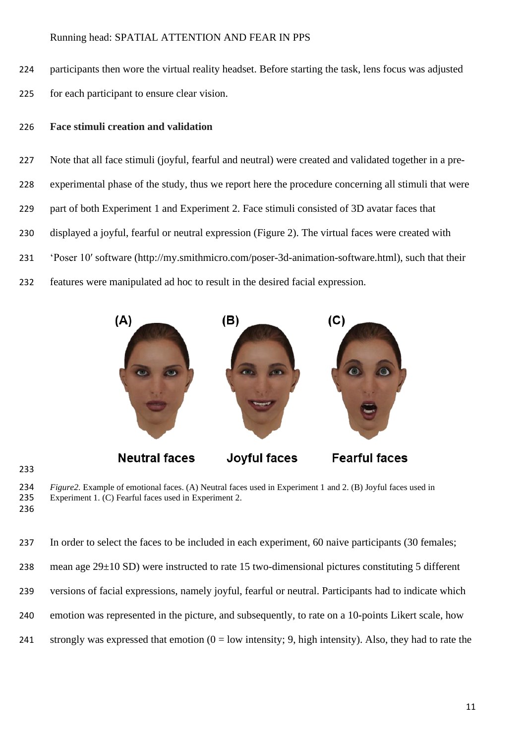participants then wore the virtual reality headset. Before starting the task, lens focus was adjusted for each participant to ensure clear vision.

**Face stimuli creation and validation**

Note that all face stimuli (joyful, fearful and neutral) were created and validated together in a pre-experimental phase of the study, thus we report here the procedure concerning all stimuli that were part of both Experiment 1 and Experiment 2. Face stimuli consisted of 3D avatar faces that displayed a joyful, fearful or neutral expression (Figure 2). The virtual faces were created with 'Poser 10′ software (http://my.smithmicro.com/poser-3d-animation-software.html), such that their features were manipulated ad hoc to result in the desired facial expression.

*Figure2.* Example of emotional faces. (A) Neutral faces used in Experiment 1 and 2. (B) Joyful faces used in Experiment 1. (C) Fearful faces used in Experiment 2.

In order to select the faces to be included in each experiment, 60 naive participants (30 females; mean age 29±10 SD) were instructed to rate 15 two-dimensional pictures constituting 5 different versions of facial expressions, namely joyful, fearful or neutral. Participants had to indicate which emotion was represented in the picture, and subsequently, to rate on a 10-points Likert scale, how strongly was expressed that emotion (0 = low intensity; 9, high intensity). Also, they had to rate the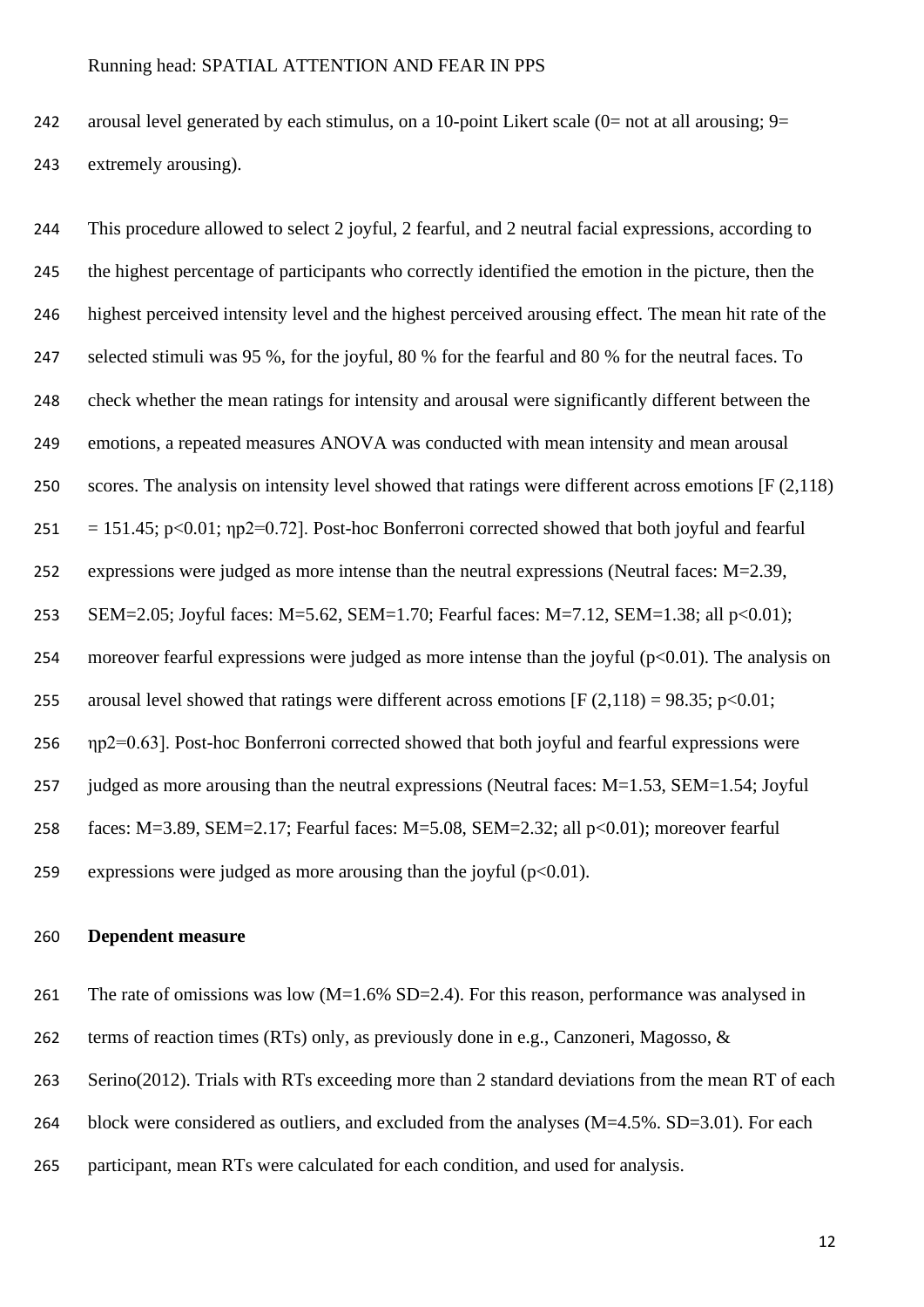arousal level generated by each stimulus, on a 10-point Likert scale (0= not at all arousing; 9= extremely arousing).

This procedure allowed to select 2 joyful, 2 fearful, and 2 neutral facial expressions, according to the highest percentage of participants who correctly identified the emotion in the picture, then the highest perceived intensity level and the highest perceived arousing effect. The mean hit rate of the selected stimuli was 95 %, for the joyful, 80 % for the fearful and 80 % for the neutral faces. To check whether the mean ratings for intensity and arousal were significantly different between the emotions, a repeated measures ANOVA was conducted with mean intensity and mean arousal scores. The analysis on intensity level showed that ratings were different across emotions [$F(2,118) = 151.45$; $p<0.01$; $\eta p2=0.72$]. Post-hoc Bonferroni corrected showed that both joyful and fearful expressions were judged as more intense than the neutral expressions (Neutral faces: M=2.39, SEM=2.05; Joyful faces: M=5.62, SEM=1.70; Fearful faces: M=7.12, SEM=1.38; all $p<0.01$); moreover fearful expressions were judged as more intense than the joyful ($p<0.01$). The analysis on arousal level showed that ratings were different across emotions [$F(2,118) = 98.35$; $p<0.01$; $\eta p2=0.63$]. Post-hoc Bonferroni corrected showed that both joyful and fearful expressions were judged as more arousing than the neutral expressions (Neutral faces: M=1.53, SEM=1.54; Joyful faces: M=3.89, SEM=2.17; Fearful faces: M=5.08, SEM=2.32; all $p<0.01$); moreover fearful expressions were judged as more arousing than the joyful ($p<0.01$).

**Dependent measure**

The rate of omissions was low (M=1.6% SD=2.4). For this reason, performance was analysed in terms of reaction times (RTs) only, as previously done in e.g., Canzoneri, Magosso, & Serino(2012). Trials with RTs exceeding more than 2 standard deviations from the mean RT of each block were considered as outliers, and excluded from the analyses (M=4.5%. SD=3.01). For each participant, mean RTs were calculated for each condition, and used for analysis.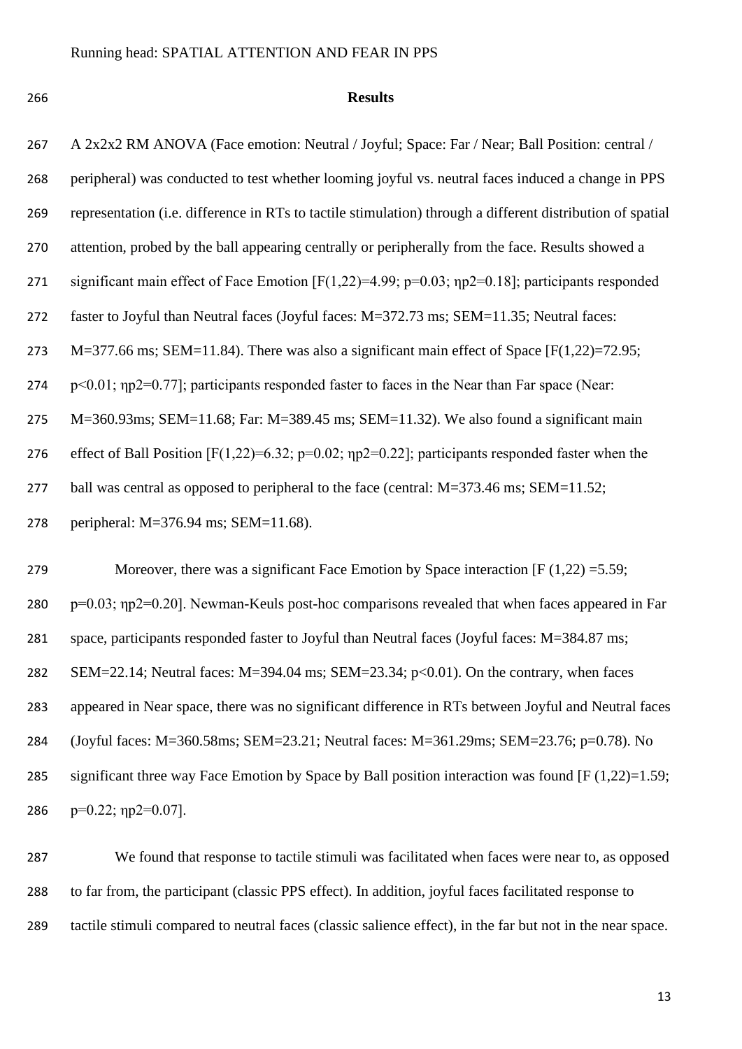## Results

A 2x2x2 RM ANOVA (Face emotion: Neutral / Joyful; Space: Far / Near; Ball Position: central / peripheral) was conducted to test whether looming joyful vs. neutral faces induced a change in PPS representation (i.e. difference in RTs to tactile stimulation) through a different distribution of spatial attention, probed by the ball appearing centrally or peripherally from the face. Results showed a significant main effect of Face Emotion [$F(1,22)=4.99$; $p=0.03$; $\eta p2=0.18$]; participants responded faster to Joyful than Neutral faces (Joyful faces: M=372.73 ms; SEM=11.35; Neutral faces: M=377.66 ms; SEM=11.84). There was also a significant main effect of Space [$F(1,22)=72.95$; $p<0.01$; $\eta p2=0.77$]; participants responded faster to faces in the Near than Far space (Near: M=360.93ms; SEM=11.68; Far: M=389.45 ms; SEM=11.32). We also found a significant main effect of Ball Position [$F(1,22)=6.32$; $p=0.02$; $\eta p2=0.22$]; participants responded faster when the ball was central as opposed to peripheral to the face (central: M=373.46 ms; SEM=11.52; peripheral: M=376.94 ms; SEM=11.68).

Moreover, there was a significant Face Emotion by Space interaction [$F(1,22)=5.59$; $p=0.03$; $\eta p2=0.20$]. Newman-Keuls post-hoc comparisons revealed that when faces appeared in Far space, participants responded faster to Joyful than Neutral faces (Joyful faces: M=384.87 ms; SEM=22.14; Neutral faces: M=394.04 ms; SEM=23.34; $p<0.01$). On the contrary, when faces appeared in Near space, there was no significant difference in RTs between Joyful and Neutral faces (Joyful faces: M=360.58ms; SEM=23.21; Neutral faces: M=361.29ms; SEM=23.76; $p=0.78$). No significant three way Face Emotion by Space by Ball position interaction was found [$F(1,22)=1.59$; $p=0.22$; $\eta p2=0.07$].

We found that response to tactile stimuli was facilitated when faces were near to, as opposed to far from, the participant (classic PPS effect). In addition, joyful faces facilitated response to tactile stimuli compared to neutral faces (classic salience effect), in the far but not in the near space.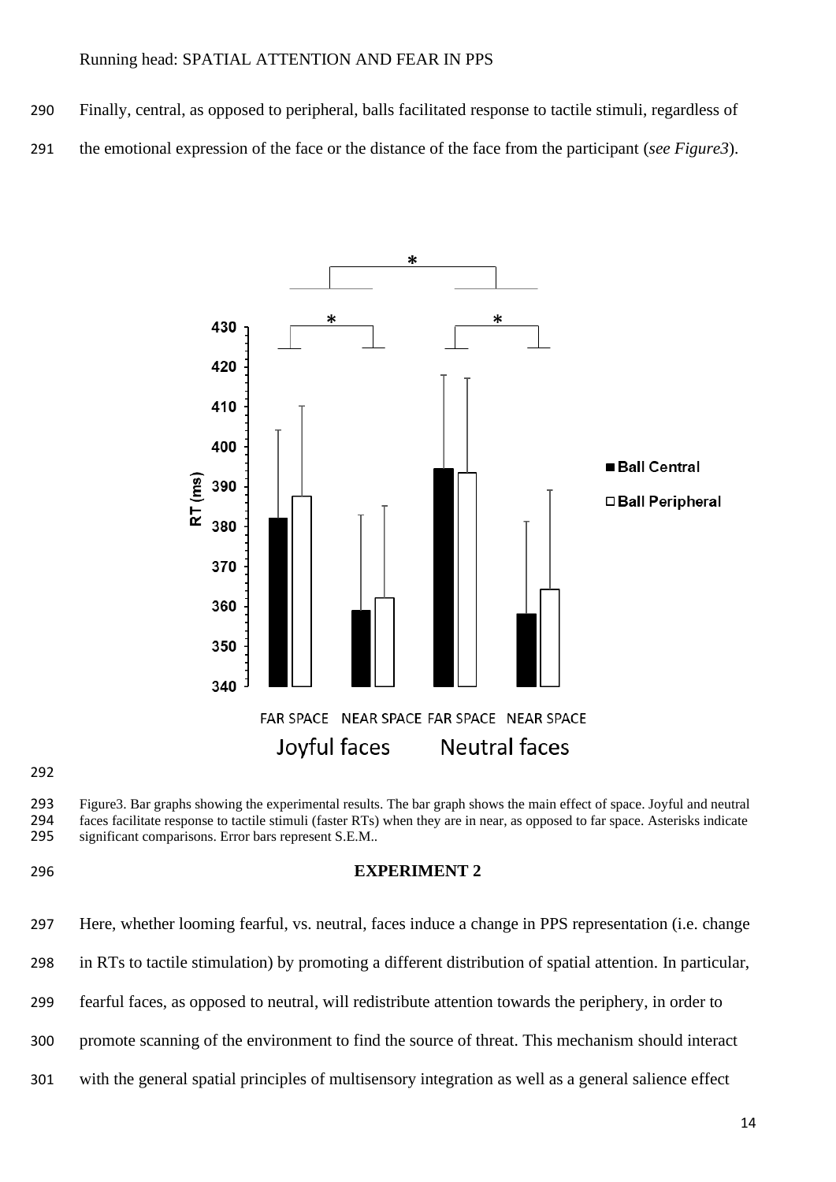Finally, central, as opposed to peripheral, balls facilitated response to tactile stimuli, regardless of the emotional expression of the face or the distance of the face from the participant (*see Figure3*).

Figure3. Bar graphs showing the experimental results. The bar graph shows the main effect of space. Joyful and neutral faces facilitate response to tactile stimuli (faster RTs) when they are in near, as opposed to far space. Asterisks indicate significant comparisons. Error bars represent S.E.M..

## EXPERIMENT 2

Here, whether looming fearful, vs. neutral, faces induce a change in PPS representation (i.e. change in RTs to tactile stimulation) by promoting a different distribution of spatial attention. In particular, fearful faces, as opposed to neutral, will redistribute attention towards the periphery, in order to promote scanning of the environment to find the source of threat. This mechanism should interact with the general spatial principles of multisensory integration as well as a general salience effect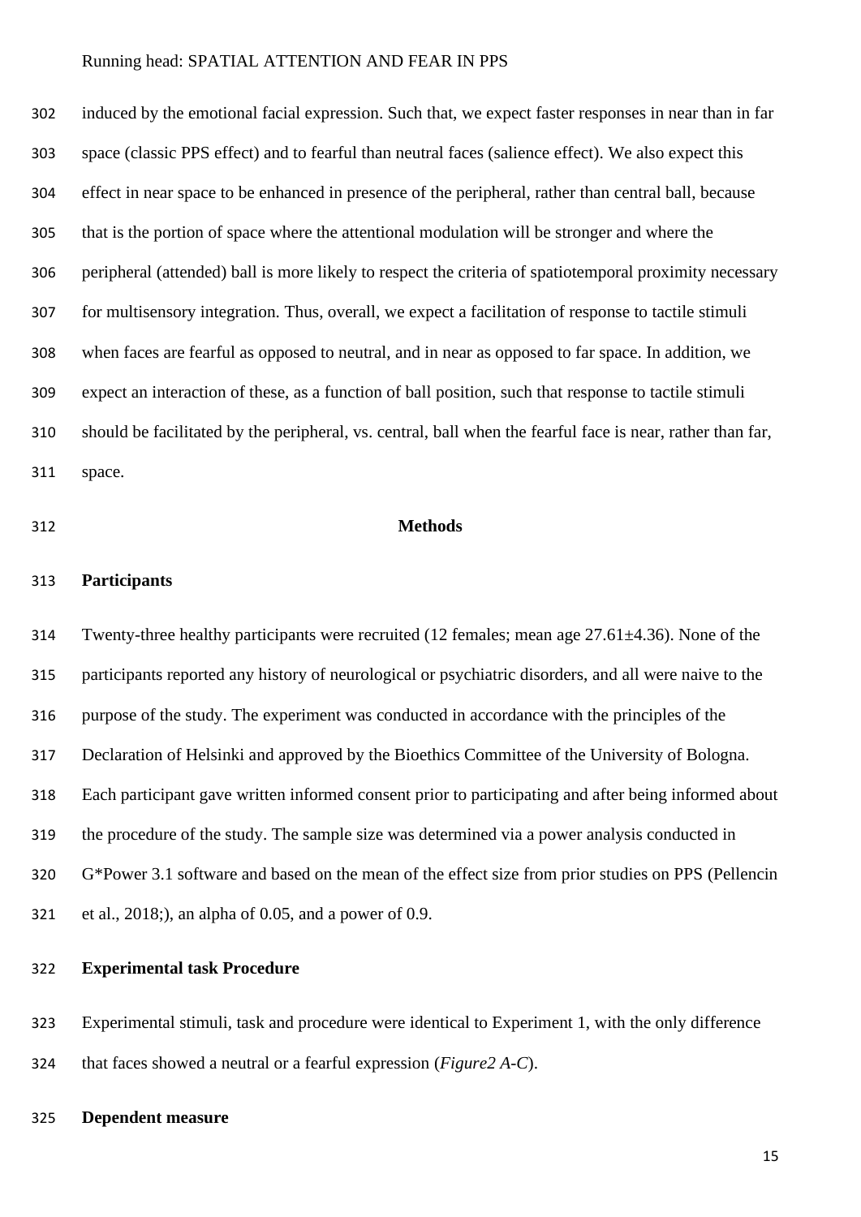induced by the emotional facial expression. Such that, we expect faster responses in near than in far space (classic PPS effect) and to fearful than neutral faces (salience effect). We also expect this effect in near space to be enhanced in presence of the peripheral, rather than central ball, because that is the portion of space where the attentional modulation will be stronger and where the peripheral (attended) ball is more likely to respect the criteria of spatiotemporal proximity necessary for multisensory integration. Thus, overall, we expect a facilitation of response to tactile stimuli when faces are fearful as opposed to neutral, and in near as opposed to far space. In addition, we expect an interaction of these, as a function of ball position, such that response to tactile stimuli should be facilitated by the peripheral, vs. central, ball when the fearful face is near, rather than far, space.

## Methods

### Participants

Twenty-three healthy participants were recruited (12 females; mean age 27.61±4.36). None of the participants reported any history of neurological or psychiatric disorders, and all were naive to the purpose of the study. The experiment was conducted in accordance with the principles of the Declaration of Helsinki and approved by the Bioethics Committee of the University of Bologna. Each participant gave written informed consent prior to participating and after being informed about the procedure of the study. The sample size was determined via a power analysis conducted in G*Power 3.1 software and based on the mean of the effect size from prior studies on PPS (Pellencin et al., 2018;), an alpha of 0.05, and a power of 0.9.

### Experimental task Procedure

Experimental stimuli, task and procedure were identical to Experiment 1, with the only difference that faces showed a neutral or a fearful expression (*Figure2 A-C*).

### Dependent measure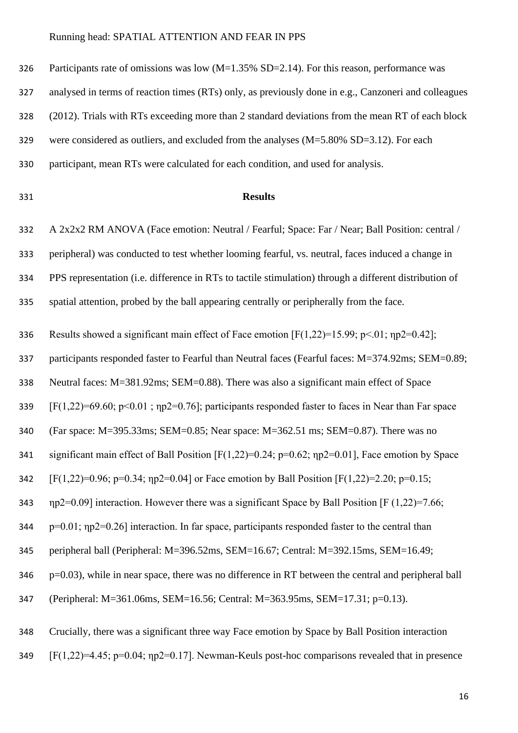Participants rate of omissions was low (M=1.35% SD=2.14). For this reason, performance was analysed in terms of reaction times (RTs) only, as previously done in e.g., Canzoneri and colleagues (2012). Trials with RTs exceeding more than 2 standard deviations from the mean RT of each block were considered as outliers, and excluded from the analyses (M=5.80% SD=3.12). For each participant, mean RTs were calculated for each condition, and used for analysis.

## Results

A 2x2x2 RM ANOVA (Face emotion: Neutral / Fearful; Space: Far / Near; Ball Position: central / peripheral) was conducted to test whether looming fearful, vs. neutral, faces induced a change in PPS representation (i.e. difference in RTs to tactile stimulation) through a different distribution of spatial attention, probed by the ball appearing centrally or peripherally from the face.

Results showed a significant main effect of Face emotion [$F(1,22)=15.99$; $p<.01$; $\eta p2=0.42$]; participants responded faster to Fearful than Neutral faces (Fearful faces: M=374.92ms; SEM=0.89; Neutral faces: M=381.92ms; SEM=0.88). There was also a significant main effect of Space [$F(1,22)=69.60$; $p<0.01$ ; $\eta p2=0.76$]; participants responded faster to faces in Near than Far space (Far space: M=395.33ms; SEM=0.85; Near space: M=362.51 ms; SEM=0.87). There was no significant main effect of Ball Position [$F(1,22)=0.24$; $p=0.62$; $\eta p2=0.01$], Face emotion by Space [$F(1,22)=0.96$; $p=0.34$; $\eta p2=0.04$] or Face emotion by Ball Position [$F(1,22)=2.20$; $p=0.15$; $\eta p2=0.09$] interaction. However there was a significant Space by Ball Position [$F(1,22)=7.66$; $p=0.01$; $\eta p2=0.26$] interaction. In far space, participants responded faster to the central than peripheral ball (Peripheral: M=396.52ms, SEM=16.67; Central: M=392.15ms, SEM=16.49; $p=0.03$), while in near space, there was no difference in RT between the central and peripheral ball (Peripheral: M=361.06ms, SEM=16.56; Central: M=363.95ms, SEM=17.31; $p=0.13$).

Crucially, there was a significant three way Face emotion by Space by Ball Position interaction [$F(1,22)=4.45$; $p=0.04$; $\eta p2=0.17$]. Newman-Keuls post-hoc comparisons revealed that in presence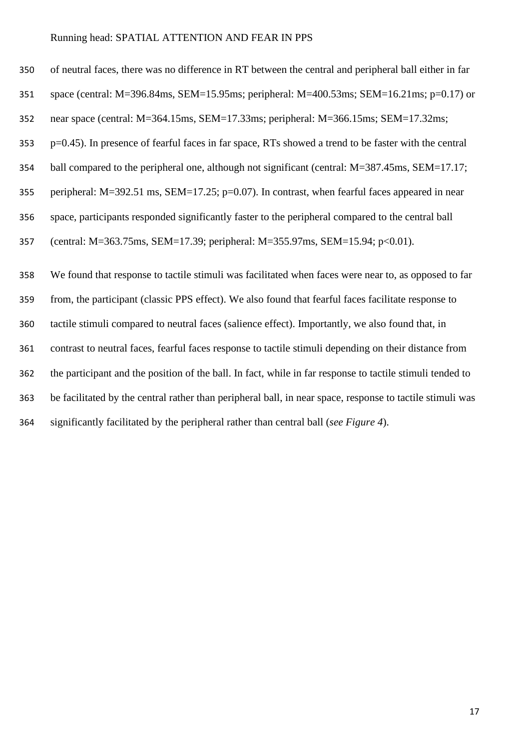of neutral faces, there was no difference in RT between the central and peripheral ball either in far space (central: M=396.84ms, SEM=15.95ms; peripheral: M=400.53ms; SEM=16.21ms; $p=0.17$) or near space (central: M=364.15ms, SEM=17.33ms; peripheral: M=366.15ms; SEM=17.32ms; $p=0.45$). In presence of fearful faces in far space, RTs showed a trend to be faster with the central ball compared to the peripheral one, although not significant (central: M=387.45ms, SEM=17.17; peripheral: M=392.51 ms, SEM=17.25; $p=0.07$). In contrast, when fearful faces appeared in near space, participants responded significantly faster to the peripheral compared to the central ball (central: M=363.75ms, SEM=17.39; peripheral: M=355.97ms, SEM=15.94; $p<0.01$).

We found that response to tactile stimuli was facilitated when faces were near to, as opposed to far from, the participant (classic PPS effect). We also found that fearful faces facilitate response to tactile stimuli compared to neutral faces (salience effect). Importantly, we also found that, in contrast to neutral faces, fearful faces response to tactile stimuli depending on their distance from the participant and the position of the ball. In fact, while in far response to tactile stimuli tended to be facilitated by the central rather than peripheral ball, in near space, response to tactile stimuli was significantly facilitated by the peripheral rather than central ball (*see Figure 4*).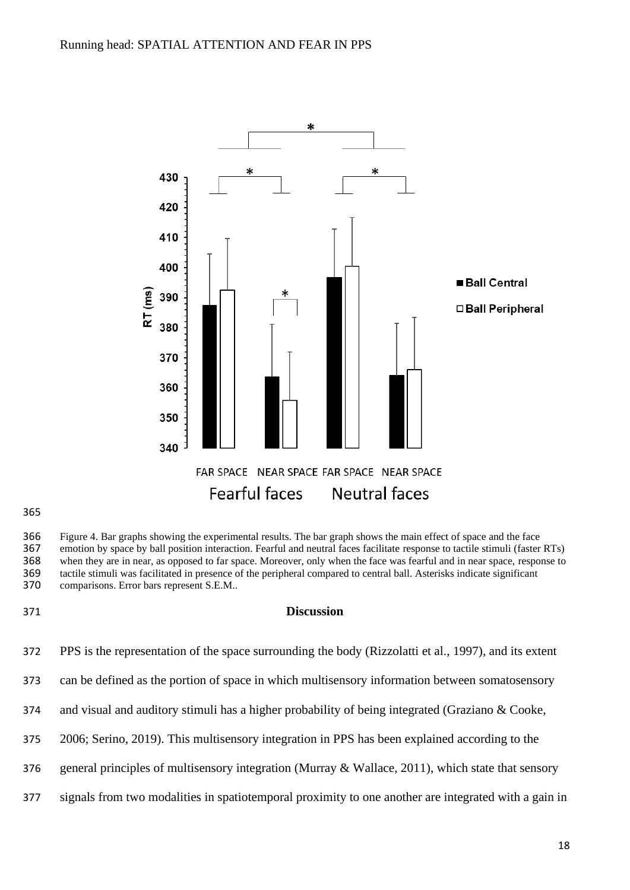Figure 4. Bar graphs showing the experimental results. The bar graph shows the main effect of space and the face emotion by space by ball position interaction. Fearful and neutral faces facilitate response to tactile stimuli (faster RTs) when they are in near, as opposed to far space. Moreover, only when the face was fearful and in near space, response to tactile stimuli was facilitated in presence of the peripheral compared to central ball. Asterisks indicate significant comparisons. Error bars represent S.E.M..

## Discussion

PPS is the representation of the space surrounding the body (Rizzolatti et al., 1997), and its extent can be defined as the portion of space in which multisensory information between somatosensory and visual and auditory stimuli has a higher probability of being integrated (Graziano & Cooke, 2006; Serino, 2019). This multisensory integration in PPS has been explained according to the general principles of multisensory integration (Murray & Wallace, 2011), which state that sensory signals from two modalities in spatiotemporal proximity to one another are integrated with a gain in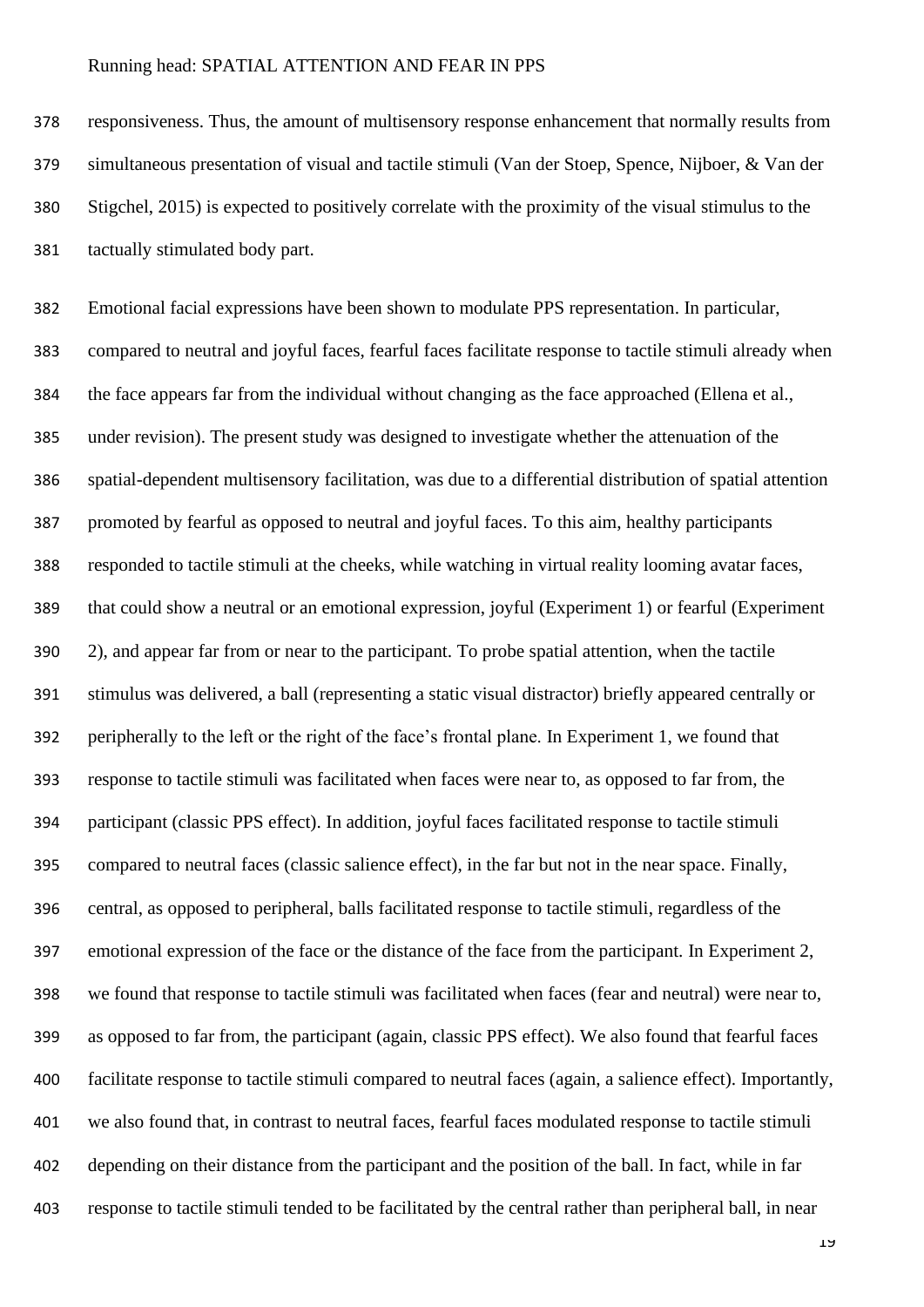responsiveness. Thus, the amount of multisensory response enhancement that normally results from simultaneous presentation of visual and tactile stimuli (Van der Stoep, Spence, Nijboer, & Van der Stigchel, 2015) is expected to positively correlate with the proximity of the visual stimulus to the tactually stimulated body part.

Emotional facial expressions have been shown to modulate PPS representation. In particular, compared to neutral and joyful faces, fearful faces facilitate response to tactile stimuli already when the face appears far from the individual without changing as the face approached (Ellena et al., under revision). The present study was designed to investigate whether the attenuation of the spatial-dependent multisensory facilitation, was due to a differential distribution of spatial attention promoted by fearful as opposed to neutral and joyful faces. To this aim, healthy participants responded to tactile stimuli at the cheeks, while watching in virtual reality looming avatar faces, that could show a neutral or an emotional expression, joyful (Experiment 1) or fearful (Experiment 2), and appear far from or near to the participant. To probe spatial attention, when the tactile stimulus was delivered, a ball (representing a static visual distractor) briefly appeared centrally or peripherally to the left or the right of the face's frontal plane. In Experiment 1, we found that response to tactile stimuli was facilitated when faces were near to, as opposed to far from, the participant (classic PPS effect). In addition, joyful faces facilitated response to tactile stimuli compared to neutral faces (classic salience effect), in the far but not in the near space. Finally, central, as opposed to peripheral, balls facilitated response to tactile stimuli, regardless of the emotional expression of the face or the distance of the face from the participant. In Experiment 2, we found that response to tactile stimuli was facilitated when faces (fear and neutral) were near to, as opposed to far from, the participant (again, classic PPS effect). We also found that fearful faces facilitate response to tactile stimuli compared to neutral faces (again, a salience effect). Importantly, we also found that, in contrast to neutral faces, fearful faces modulated response to tactile stimuli depending on their distance from the participant and the position of the ball. In fact, while in far response to tactile stimuli tended to be facilitated by the central rather than peripheral ball, in near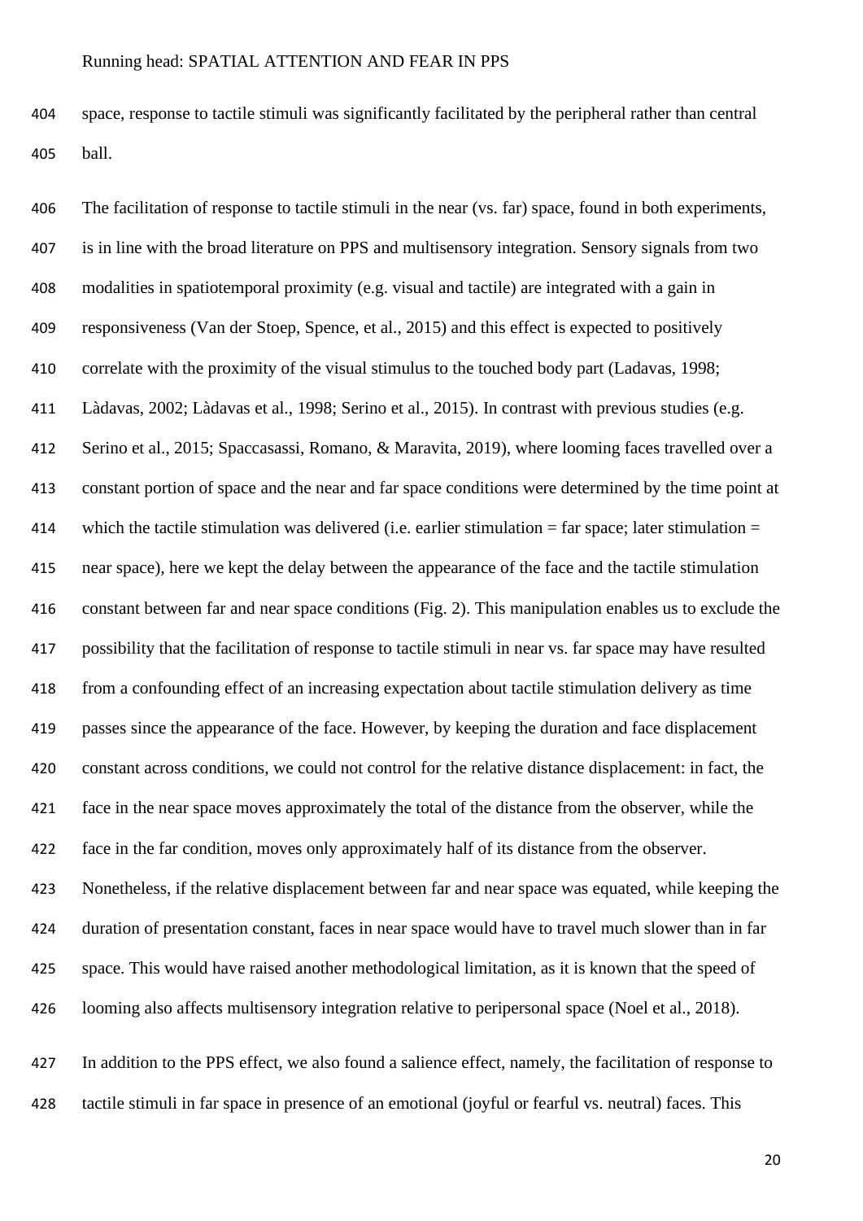space, response to tactile stimuli was significantly facilitated by the peripheral rather than central ball.

The facilitation of response to tactile stimuli in the near (vs. far) space, found in both experiments, is in line with the broad literature on PPS and multisensory integration. Sensory signals from two modalities in spatiotemporal proximity (e.g. visual and tactile) are integrated with a gain in responsiveness (Van der Stoep, Spence, et al., 2015) and this effect is expected to positively correlate with the proximity of the visual stimulus to the touched body part (Ladavas, 1998; Làdavas, 2002; Làdavas et al., 1998; Serino et al., 2015). In contrast with previous studies (e.g. Serino et al., 2015; Spaccasassi, Romano, & Maravita, 2019), where looming faces travelled over a constant portion of space and the near and far space conditions were determined by the time point at which the tactile stimulation was delivered (i.e. earlier stimulation = far space; later stimulation = near space), here we kept the delay between the appearance of the face and the tactile stimulation constant between far and near space conditions (Fig. 2). This manipulation enables us to exclude the possibility that the facilitation of response to tactile stimuli in near vs. far space may have resulted from a confounding effect of an increasing expectation about tactile stimulation delivery as time passes since the appearance of the face. However, by keeping the duration and face displacement constant across conditions, we could not control for the relative distance displacement: in fact, the face in the near space moves approximately the total of the distance from the observer, while the face in the far condition, moves only approximately half of its distance from the observer. Nonetheless, if the relative displacement between far and near space was equated, while keeping the duration of presentation constant, faces in near space would have to travel much slower than in far space. This would have raised another methodological limitation, as it is known that the speed of looming also affects multisensory integration relative to peripersonal space (Noel et al., 2018).

In addition to the PPS effect, we also found a salience effect, namely, the facilitation of response to tactile stimuli in far space in presence of an emotional (joyful or fearful vs. neutral) faces. This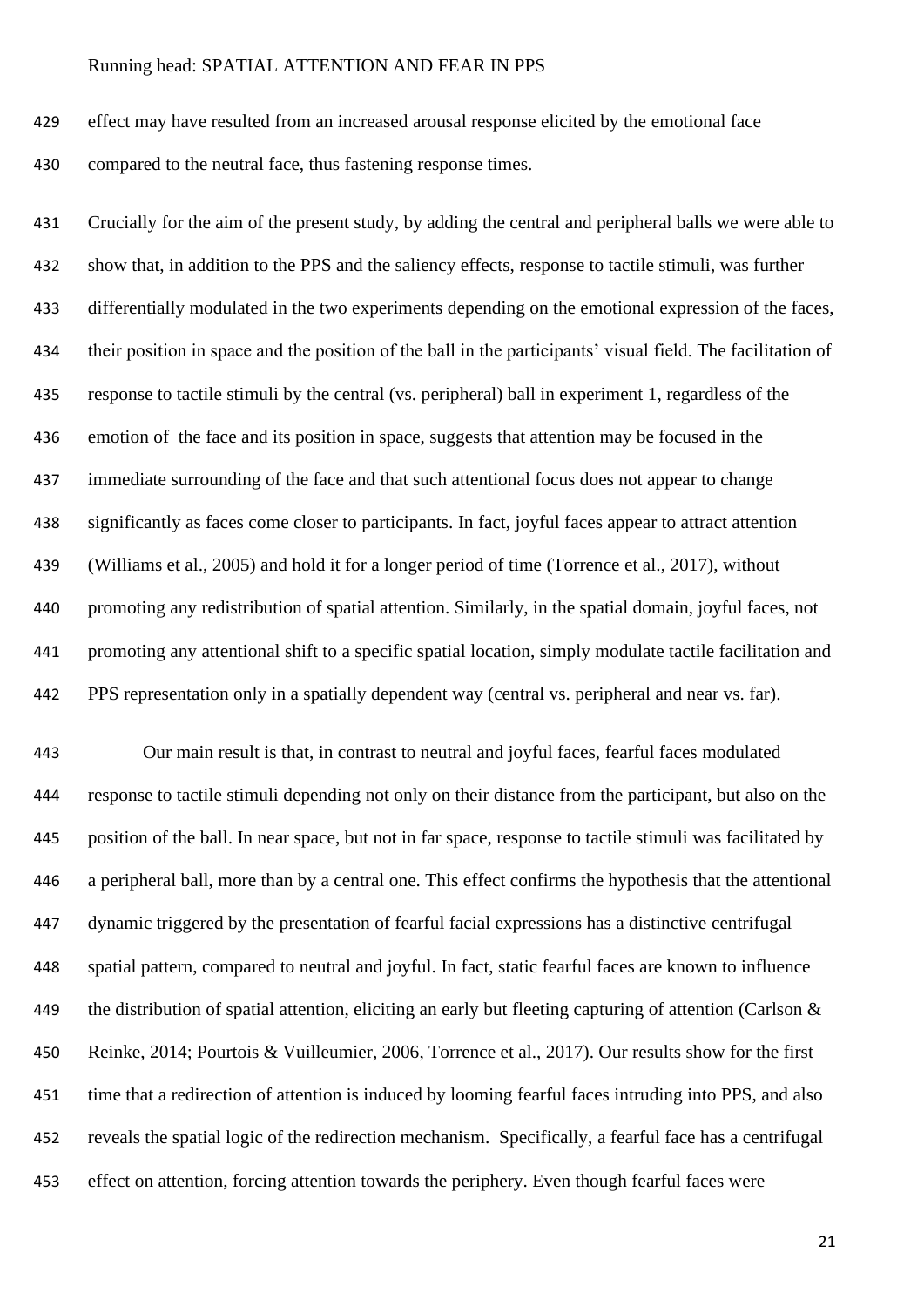effect may have resulted from an increased arousal response elicited by the emotional face compared to the neutral face, thus fastening response times.

Crucially for the aim of the present study, by adding the central and peripheral balls we were able to show that, in addition to the PPS and the saliency effects, response to tactile stimuli, was further differentially modulated in the two experiments depending on the emotional expression of the faces, their position in space and the position of the ball in the participants' visual field. The facilitation of response to tactile stimuli by the central (vs. peripheral) ball in experiment 1, regardless of the emotion of the face and its position in space, suggests that attention may be focused in the immediate surrounding of the face and that such attentional focus does not appear to change significantly as faces come closer to participants. In fact, joyful faces appear to attract attention (Williams et al., 2005) and hold it for a longer period of time (Torrence et al., 2017), without promoting any redistribution of spatial attention. Similarly, in the spatial domain, joyful faces, not promoting any attentional shift to a specific spatial location, simply modulate tactile facilitation and PPS representation only in a spatially dependent way (central vs. peripheral and near vs. far).

Our main result is that, in contrast to neutral and joyful faces, fearful faces modulated response to tactile stimuli depending not only on their distance from the participant, but also on the position of the ball. In near space, but not in far space, response to tactile stimuli was facilitated by a peripheral ball, more than by a central one. This effect confirms the hypothesis that the attentional dynamic triggered by the presentation of fearful facial expressions has a distinctive centrifugal spatial pattern, compared to neutral and joyful. In fact, static fearful faces are known to influence the distribution of spatial attention, eliciting an early but fleeting capturing of attention (Carlson & Reinke, 2014; Pourtois & Vuilleumier, 2006, Torrence et al., 2017). Our results show for the first time that a redirection of attention is induced by looming fearful faces intruding into PPS, and also reveals the spatial logic of the redirection mechanism. Specifically, a fearful face has a centrifugal effect on attention, forcing attention towards the periphery. Even though fearful faces were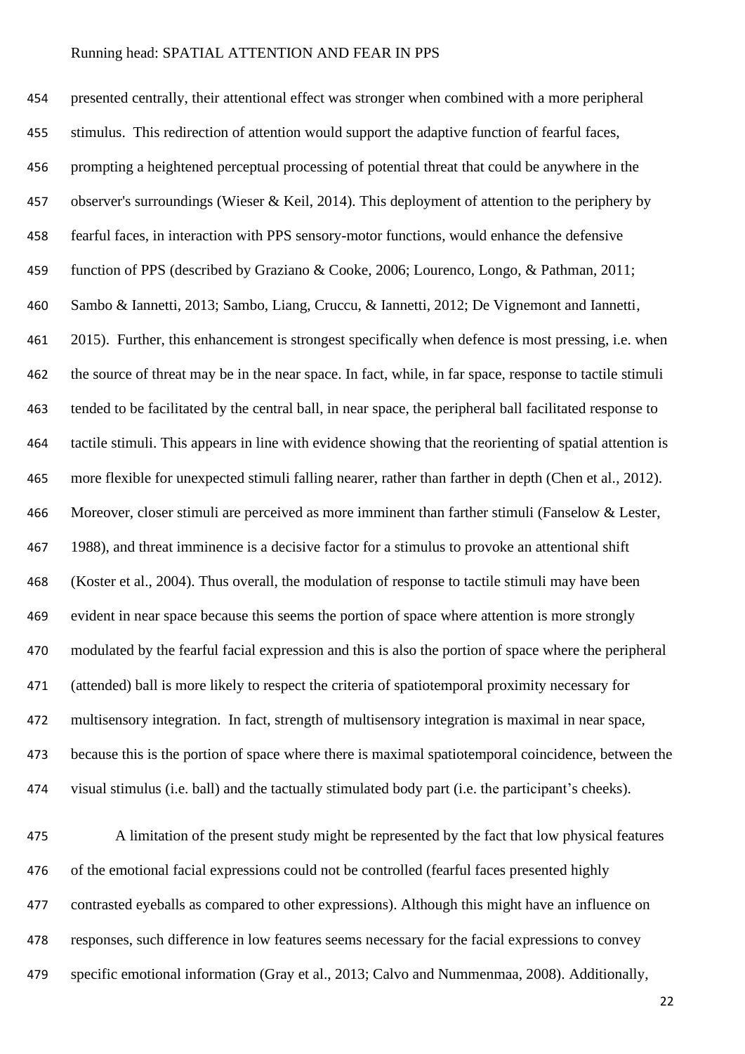presented centrally, their attentional effect was stronger when combined with a more peripheral stimulus. This redirection of attention would support the adaptive function of fearful faces, prompting a heightened perceptual processing of potential threat that could be anywhere in the observer's surroundings (Wieser & Keil, 2014). This deployment of attention to the periphery by fearful faces, in interaction with PPS sensory-motor functions, would enhance the defensive function of PPS (described by Graziano & Cooke, 2006; Lourenco, Longo, & Pathman, 2011; Sambo & Iannetti, 2013; Sambo, Liang, Cruccu, & Iannetti, 2012; De Vignemont and Iannetti, 2015). Further, this enhancement is strongest specifically when defence is most pressing, i.e. when the source of threat may be in the near space. In fact, while, in far space, response to tactile stimuli tended to be facilitated by the central ball, in near space, the peripheral ball facilitated response to tactile stimuli. This appears in line with evidence showing that the reorienting of spatial attention is more flexible for unexpected stimuli falling nearer, rather than farther in depth (Chen et al., 2012). Moreover, closer stimuli are perceived as more imminent than farther stimuli (Fanselow & Lester, 1988), and threat imminence is a decisive factor for a stimulus to provoke an attentional shift (Koster et al., 2004). Thus overall, the modulation of response to tactile stimuli may have been evident in near space because this seems the portion of space where attention is more strongly modulated by the fearful facial expression and this is also the portion of space where the peripheral (attended) ball is more likely to respect the criteria of spatiotemporal proximity necessary for multisensory integration. In fact, strength of multisensory integration is maximal in near space, because this is the portion of space where there is maximal spatiotemporal coincidence, between the visual stimulus (i.e. ball) and the tactually stimulated body part (i.e. the participant's cheeks).

A limitation of the present study might be represented by the fact that low physical features of the emotional facial expressions could not be controlled (fearful faces presented highly contrasted eyeballs as compared to other expressions). Although this might have an influence on responses, such difference in low features seems necessary for the facial expressions to convey specific emotional information (Gray et al., 2013; Calvo and Nummenmaa, 2008). Additionally,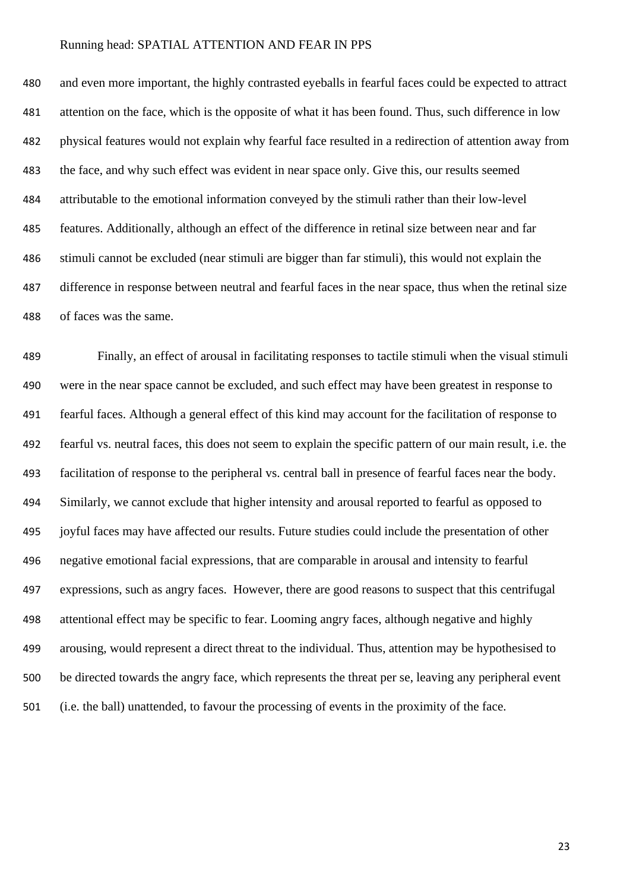and even more important, the highly contrasted eyeballs in fearful faces could be expected to attract attention on the face, which is the opposite of what it has been found. Thus, such difference in low physical features would not explain why fearful face resulted in a redirection of attention away from the face, and why such effect was evident in near space only. Give this, our results seemed attributable to the emotional information conveyed by the stimuli rather than their low-level features. Additionally, although an effect of the difference in retinal size between near and far stimuli cannot be excluded (near stimuli are bigger than far stimuli), this would not explain the difference in response between neutral and fearful faces in the near space, thus when the retinal size of faces was the same.

Finally, an effect of arousal in facilitating responses to tactile stimuli when the visual stimuli were in the near space cannot be excluded, and such effect may have been greatest in response to fearful faces. Although a general effect of this kind may account for the facilitation of response to fearful vs. neutral faces, this does not seem to explain the specific pattern of our main result, i.e. the facilitation of response to the peripheral vs. central ball in presence of fearful faces near the body. Similarly, we cannot exclude that higher intensity and arousal reported to fearful as opposed to joyful faces may have affected our results. Future studies could include the presentation of other negative emotional facial expressions, that are comparable in arousal and intensity to fearful expressions, such as angry faces. However, there are good reasons to suspect that this centrifugal attentional effect may be specific to fear. Looming angry faces, although negative and highly arousing, would represent a direct threat to the individual. Thus, attention may be hypothesised to be directed towards the angry face, which represents the threat per se, leaving any peripheral event (i.e. the ball) unattended, to favour the processing of events in the proximity of the face.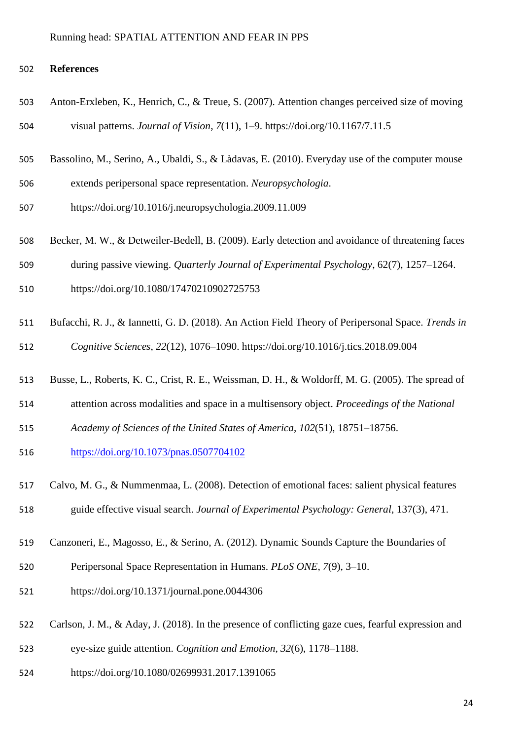## References

Anton-Erxleben, K., Henrich, C., & Treue, S. (2007). Attention changes perceived size of moving visual patterns. *Journal of Vision*, *7*(11), 1–9. https://doi.org/10.1167/7.11.5

Bassolino, M., Serino, A., Ubaldi, S., & Làdavas, E. (2010). Everyday use of the computer mouse extends peripersonal space representation. *Neuropsychologia*. https://doi.org/10.1016/j.neuropsychologia.2009.11.009

Becker, M. W., & Detweiler-Bedell, B. (2009). Early detection and avoidance of threatening faces during passive viewing. *Quarterly Journal of Experimental Psychology*, 62(7), 1257–1264. https://doi.org/10.1080/17470210902725753

Bufacchi, R. J., & Iannetti, G. D. (2018). An Action Field Theory of Peripersonal Space. *Trends in Cognitive Sciences*, *22*(12), 1076–1090. https://doi.org/10.1016/j.tics.2018.09.004

Busse, L., Roberts, K. C., Crist, R. E., Weissman, D. H., & Woldorff, M. G. (2005). The spread of attention across modalities and space in a multisensory object. *Proceedings of the National Academy of Sciences of the United States of America*, *102*(51), 18751–18756. https://doi.org/10.1073/pnas.0507704102

Calvo, M. G., & Nummenmaa, L. (2008). Detection of emotional faces: salient physical features guide effective visual search. *Journal of Experimental Psychology: General*, 137(3), 471.

Canzoneri, E., Magosso, E., & Serino, A. (2012). Dynamic Sounds Capture the Boundaries of Peripersonal Space Representation in Humans. *PLoS ONE*, *7*(9), 3–10. https://doi.org/10.1371/journal.pone.0044306

Carlson, J. M., & Aday, J. (2018). In the presence of conflicting gaze cues, fearful expression and eye-size guide attention. *Cognition and Emotion*, *32*(6), 1178–1188. https://doi.org/10.1080/02699931.2017.1391065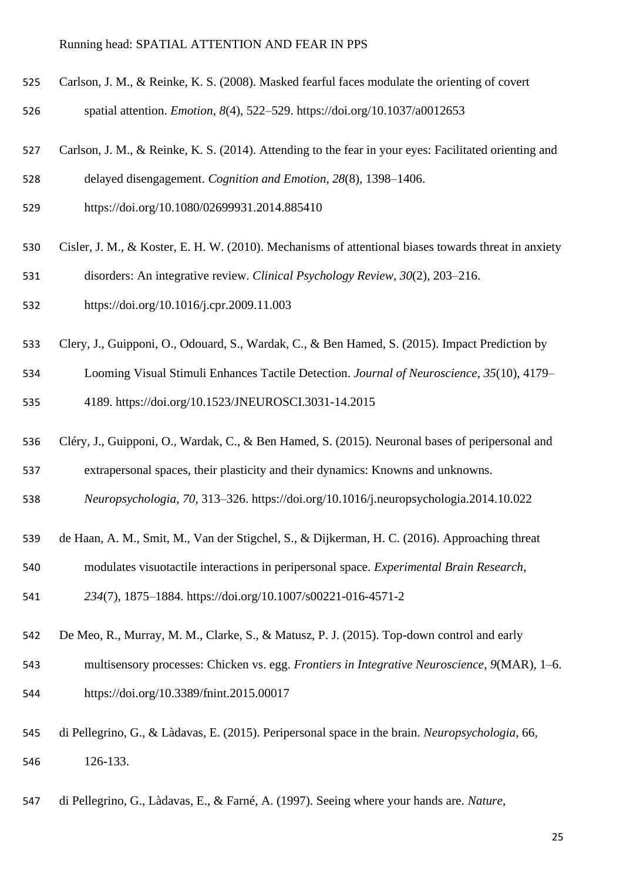Carlson, J. M., & Reinke, K. S. (2008). Masked fearful faces modulate the orienting of covert spatial attention. *Emotion*, *8*(4), 522–529. https://doi.org/10.1037/a0012653

Carlson, J. M., & Reinke, K. S. (2014). Attending to the fear in your eyes: Facilitated orienting and delayed disengagement. *Cognition and Emotion*, *28*(8), 1398–1406. https://doi.org/10.1080/02699931.2014.885410

Cisler, J. M., & Koster, E. H. W. (2010). Mechanisms of attentional biases towards threat in anxiety disorders: An integrative review. *Clinical Psychology Review*, *30*(2), 203–216. https://doi.org/10.1016/j.cpr.2009.11.003

Clery, J., Guipponi, O., Odouard, S., Wardak, C., & Ben Hamed, S. (2015). Impact Prediction by Looming Visual Stimuli Enhances Tactile Detection. *Journal of Neuroscience*, *35*(10), 4179–4189. https://doi.org/10.1523/JNEUROSCI.3031-14.2015

Cléry, J., Guipponi, O., Wardak, C., & Ben Hamed, S. (2015). Neuronal bases of peripersonal and extrapersonal spaces, their plasticity and their dynamics: Knowns and unknowns. *Neuropsychologia*, *70*, 313–326. https://doi.org/10.1016/j.neuropsychologia.2014.10.022

de Haan, A. M., Smit, M., Van der Stigchel, S., & Dijkerman, H. C. (2016). Approaching threat modulates visuotactile interactions in peripersonal space. *Experimental Brain Research*, *234*(7), 1875–1884. https://doi.org/10.1007/s00221-016-4571-2

De Meo, R., Murray, M. M., Clarke, S., & Matusz, P. J. (2015). Top-down control and early multisensory processes: Chicken vs. egg. *Frontiers in Integrative Neuroscience*, *9*(MAR), 1–6. https://doi.org/10.3389/fnint.2015.00017

di Pellegrino, G., & Làdavas, E. (2015). Peripersonal space in the brain. *Neuropsychologia*, 66, 126-133.

di Pellegrino, G., Làdavas, E., & Farné, A. (1997). Seeing where your hands are. *Nature*,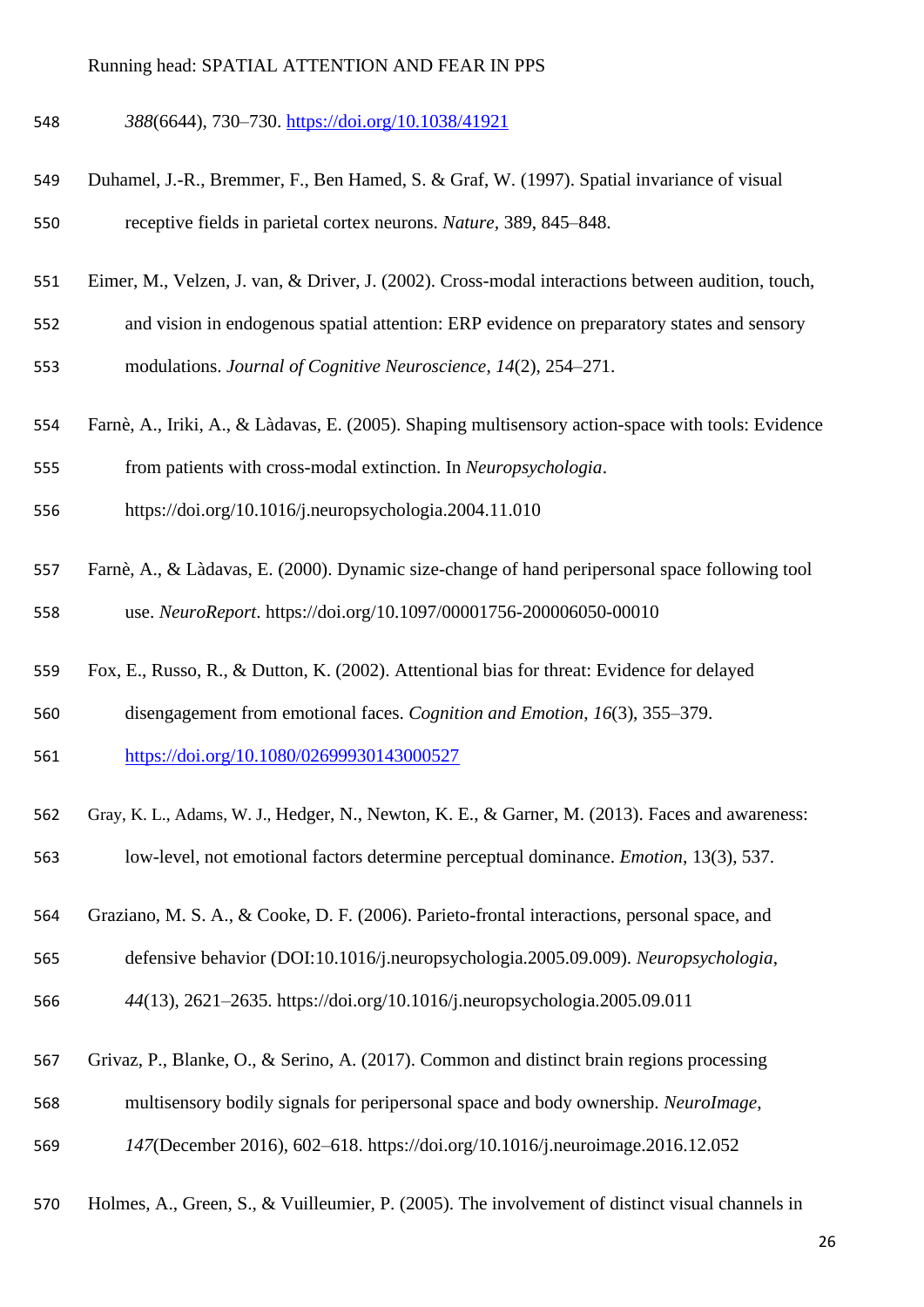*388*(6644), 730–730. https://doi.org/10.1038/41921

Duhamel, J.-R., Bremmer, F., Ben Hamed, S. & Graf, W. (1997). Spatial invariance of visual receptive fields in parietal cortex neurons. *Nature*, 389, 845–848.

Eimer, M., Velzen, J. van, & Driver, J. (2002). Cross-modal interactions between audition, touch, and vision in endogenous spatial attention: ERP evidence on preparatory states and sensory modulations. *Journal of Cognitive Neuroscience*, *14*(2), 254–271.

Farnè, A., Iriki, A., & Làdavas, E. (2005). Shaping multisensory action-space with tools: Evidence from patients with cross-modal extinction. In *Neuropsychologia*. https://doi.org/10.1016/j.neuropsychologia.2004.11.010

Farnè, A., & Làdavas, E. (2000). Dynamic size-change of hand peripersonal space following tool use. *NeuroReport*. https://doi.org/10.1097/00001756-200006050-00010

Fox, E., Russo, R., & Dutton, K. (2002). Attentional bias for threat: Evidence for delayed disengagement from emotional faces. *Cognition and Emotion*, *16*(3), 355–379. https://doi.org/10.1080/02699930143000527

Gray, K. L., Adams, W. J., Hedger, N., Newton, K. E., & Garner, M. (2013). Faces and awareness: low-level, not emotional factors determine perceptual dominance. *Emotion*, 13(3), 537.

Graziano, M. S. A., & Cooke, D. F. (2006). Parieto-frontal interactions, personal space, and defensive behavior (DOI:10.1016/j.neuropsychologia.2005.09.009). *Neuropsychologia*, *44*(13), 2621–2635. https://doi.org/10.1016/j.neuropsychologia.2005.09.011

Grivaz, P., Blanke, O., & Serino, A. (2017). Common and distinct brain regions processing multisensory bodily signals for peripersonal space and body ownership. *NeuroImage*, *147*(December 2016), 602–618. https://doi.org/10.1016/j.neuroimage.2016.12.052

Holmes, A., Green, S., & Vuilleumier, P. (2005). The involvement of distinct visual channels in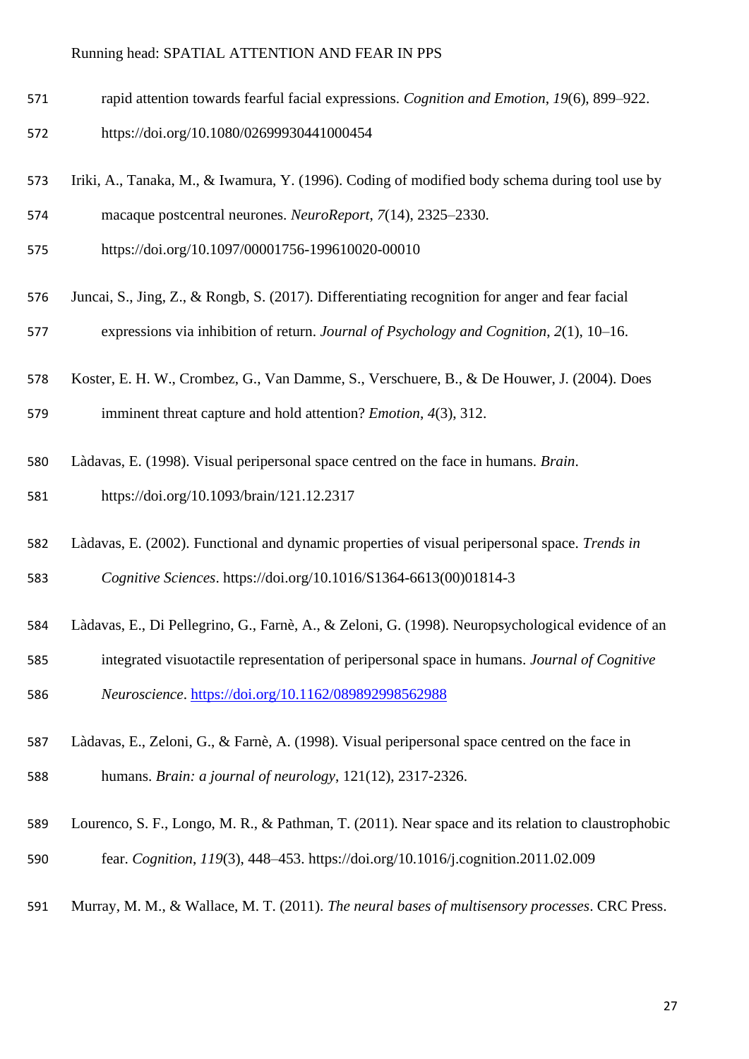rapid attention towards fearful facial expressions. *Cognition and Emotion*, *19*(6), 899–922. https://doi.org/10.1080/02699930441000454

Iriki, A., Tanaka, M., & Iwamura, Y. (1996). Coding of modified body schema during tool use by macaque postcentral neurones. *NeuroReport*, *7*(14), 2325–2330. https://doi.org/10.1097/00001756-199610020-00010

Juncai, S., Jing, Z., & Rongb, S. (2017). Differentiating recognition for anger and fear facial expressions via inhibition of return. *Journal of Psychology and Cognition*, *2*(1), 10–16.

Koster, E. H. W., Crombez, G., Van Damme, S., Verschuere, B., & De Houwer, J. (2004). Does imminent threat capture and hold attention? *Emotion*, *4*(3), 312.

Làdavas, E. (1998). Visual peripersonal space centred on the face in humans. *Brain*. https://doi.org/10.1093/brain/121.12.2317

Làdavas, E. (2002). Functional and dynamic properties of visual peripersonal space. *Trends in Cognitive Sciences*. https://doi.org/10.1016/S1364-6613(00)01814-3

Làdavas, E., Di Pellegrino, G., Farnè, A., & Zeloni, G. (1998). Neuropsychological evidence of an integrated visuotactile representation of peripersonal space in humans. *Journal of Cognitive Neuroscience*. https://doi.org/10.1162/089892998562988

Làdavas, E., Zeloni, G., & Farnè, A. (1998). Visual peripersonal space centred on the face in humans. *Brain: a journal of neurology*, 121(12), 2317-2326.

Lourenco, S. F., Longo, M. R., & Pathman, T. (2011). Near space and its relation to claustrophobic fear. *Cognition*, *119*(3), 448–453. https://doi.org/10.1016/j.cognition.2011.02.009

Murray, M. M., & Wallace, M. T. (2011). *The neural bases of multisensory processes*. CRC Press.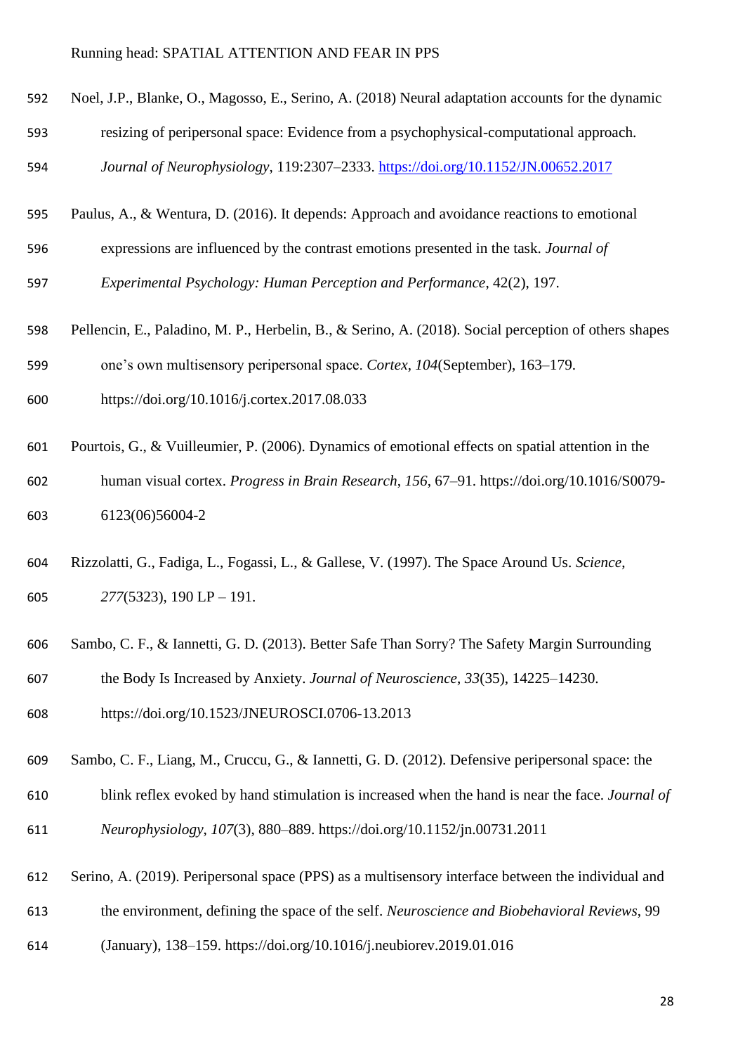Noel, J.P., Blanke, O., Magosso, E., Serino, A. (2018) Neural adaptation accounts for the dynamic resizing of peripersonal space: Evidence from a psychophysical-computational approach. *Journal of Neurophysiology*, 119:2307–2333. https://doi.org/10.1152/JN.00652.2017

Paulus, A., & Wentura, D. (2016). It depends: Approach and avoidance reactions to emotional expressions are influenced by the contrast emotions presented in the task. *Journal of Experimental Psychology: Human Perception and Performance*, 42(2), 197.

Pellencin, E., Paladino, M. P., Herbelin, B., & Serino, A. (2018). Social perception of others shapes one's own multisensory peripersonal space. *Cortex*, *104*(September), 163–179. https://doi.org/10.1016/j.cortex.2017.08.033

Pourtois, G., & Vuilleumier, P. (2006). Dynamics of emotional effects on spatial attention in the human visual cortex. *Progress in Brain Research*, *156*, 67–91. https://doi.org/10.1016/S0079-6123(06)56004-2

Rizzolatti, G., Fadiga, L., Fogassi, L., & Gallese, V. (1997). The Space Around Us. *Science*, *277*(5323), 190 LP – 191.

Sambo, C. F., & Iannetti, G. D. (2013). Better Safe Than Sorry? The Safety Margin Surrounding the Body Is Increased by Anxiety. *Journal of Neuroscience*, *33*(35), 14225–14230. https://doi.org/10.1523/JNEUROSCI.0706-13.2013

Sambo, C. F., Liang, M., Cruccu, G., & Iannetti, G. D. (2012). Defensive peripersonal space: the blink reflex evoked by hand stimulation is increased when the hand is near the face. *Journal of Neurophysiology*, *107*(3), 880–889. https://doi.org/10.1152/jn.00731.2011

Serino, A. (2019). Peripersonal space (PPS) as a multisensory interface between the individual and the environment, defining the space of the self. *Neuroscience and Biobehavioral Reviews*, 99 (January), 138–159. https://doi.org/10.1016/j.neubiorev.2019.01.016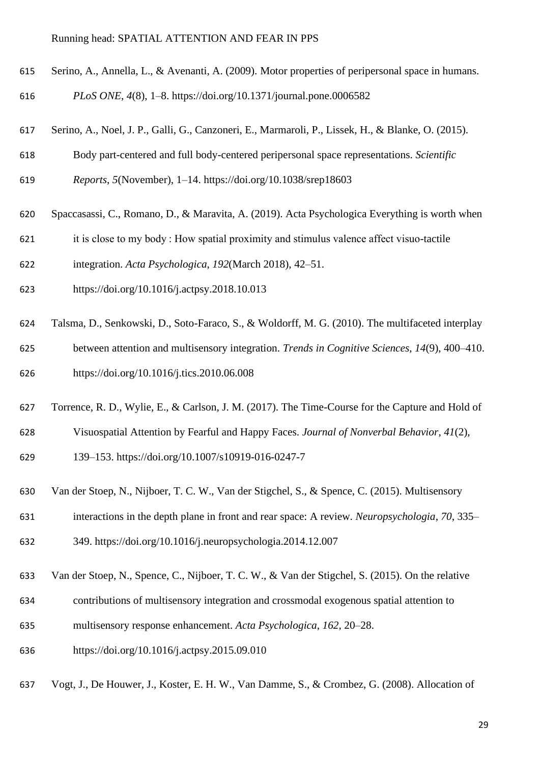Serino, A., Annella, L., & Avenanti, A. (2009). Motor properties of peripersonal space in humans. *PLoS ONE*, *4*(8), 1–8. https://doi.org/10.1371/journal.pone.0006582

Serino, A., Noel, J. P., Galli, G., Canzoneri, E., Marmaroli, P., Lissek, H., & Blanke, O. (2015). Body part-centered and full body-centered peripersonal space representations. *Scientific Reports*, *5*(November), 1–14. https://doi.org/10.1038/srep18603

Spaccasassi, C., Romano, D., & Maravita, A. (2019). Acta Psychologica Everything is worth when it is close to my body : How spatial proximity and stimulus valence affect visuo-tactile integration. *Acta Psychologica*, *192*(March 2018), 42–51. https://doi.org/10.1016/j.actpsy.2018.10.013

Talsma, D., Senkowski, D., Soto-Faraco, S., & Woldorff, M. G. (2010). The multifaceted interplay between attention and multisensory integration. *Trends in Cognitive Sciences*, *14*(9), 400–410. https://doi.org/10.1016/j.tics.2010.06.008

Torrence, R. D., Wylie, E., & Carlson, J. M. (2017). The Time-Course for the Capture and Hold of Visuospatial Attention by Fearful and Happy Faces. *Journal of Nonverbal Behavior*, *41*(2), 139–153. https://doi.org/10.1007/s10919-016-0247-7

Van der Stoep, N., Nijboer, T. C. W., Van der Stigchel, S., & Spence, C. (2015). Multisensory interactions in the depth plane in front and rear space: A review. *Neuropsychologia*, *70*, 335–349. https://doi.org/10.1016/j.neuropsychologia.2014.12.007

Van der Stoep, N., Spence, C., Nijboer, T. C. W., & Van der Stigchel, S. (2015). On the relative contributions of multisensory integration and crossmodal exogenous spatial attention to multisensory response enhancement. *Acta Psychologica*, *162*, 20–28. https://doi.org/10.1016/j.actpsy.2015.09.010

Vogt, J., De Houwer, J., Koster, E. H. W., Van Damme, S., & Crombez, G. (2008). Allocation of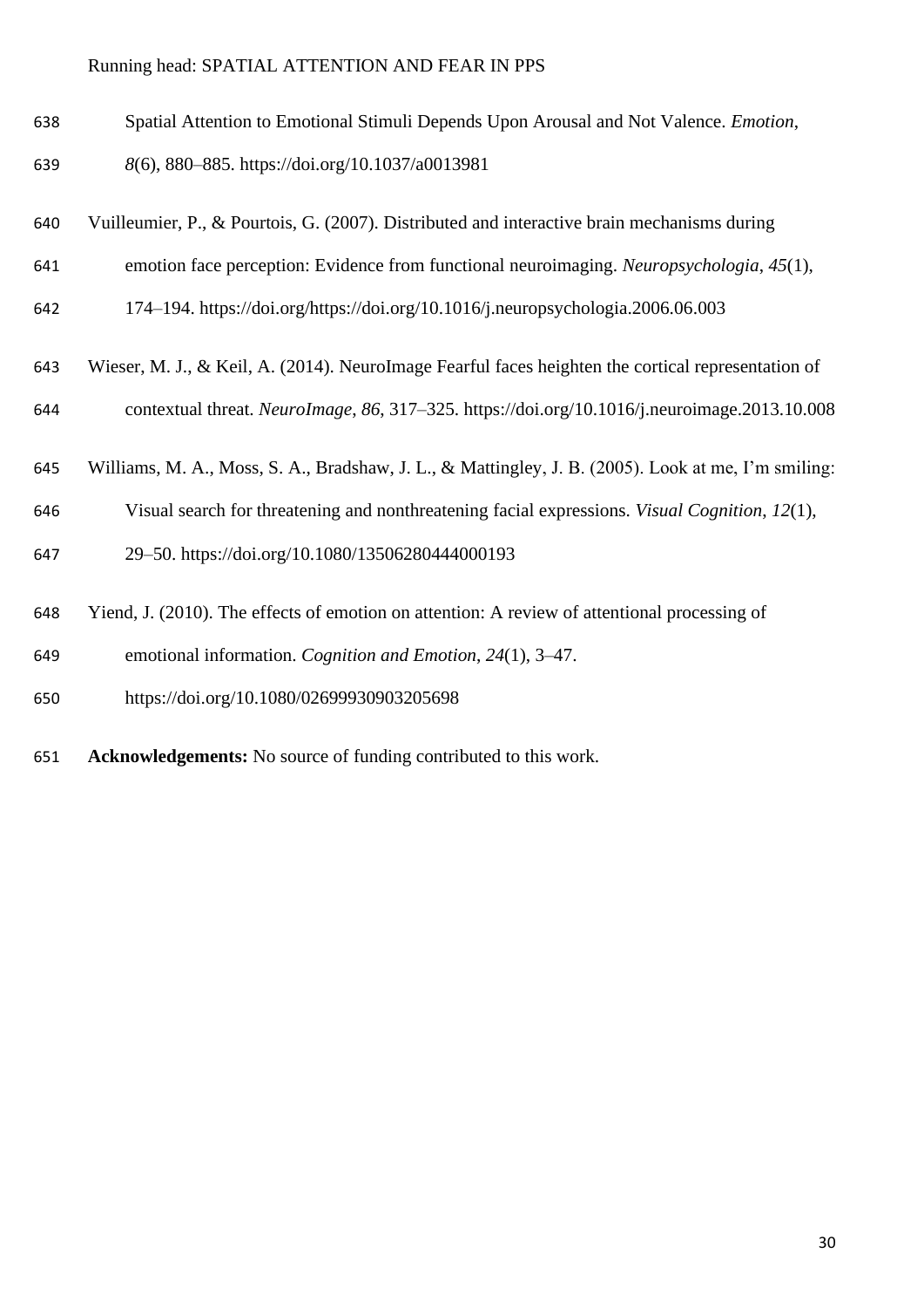Spatial Attention to Emotional Stimuli Depends Upon Arousal and Not Valence. *Emotion*, *8*(6), 880–885. https://doi.org/10.1037/a0013981

Vuilleumier, P., & Pourtois, G. (2007). Distributed and interactive brain mechanisms during emotion face perception: Evidence from functional neuroimaging. *Neuropsychologia*, *45*(1), 174–194. https://doi.org/https://doi.org/10.1016/j.neuropsychologia.2006.06.003

Wieser, M. J., & Keil, A. (2014). NeuroImage Fearful faces heighten the cortical representation of contextual threat. *NeuroImage*, *86*, 317–325. https://doi.org/10.1016/j.neuroimage.2013.10.008

Williams, M. A., Moss, S. A., Bradshaw, J. L., & Mattingley, J. B. (2005). Look at me, I'm smiling: Visual search for threatening and nonthreatening facial expressions. *Visual Cognition*, *12*(1), 29–50. https://doi.org/10.1080/13506280444000193

Yiend, J. (2010). The effects of emotion on attention: A review of attentional processing of emotional information. *Cognition and Emotion*, *24*(1), 3–47. https://doi.org/10.1080/02699930903205698

**Acknowledgements:** No source of funding contributed to this work.